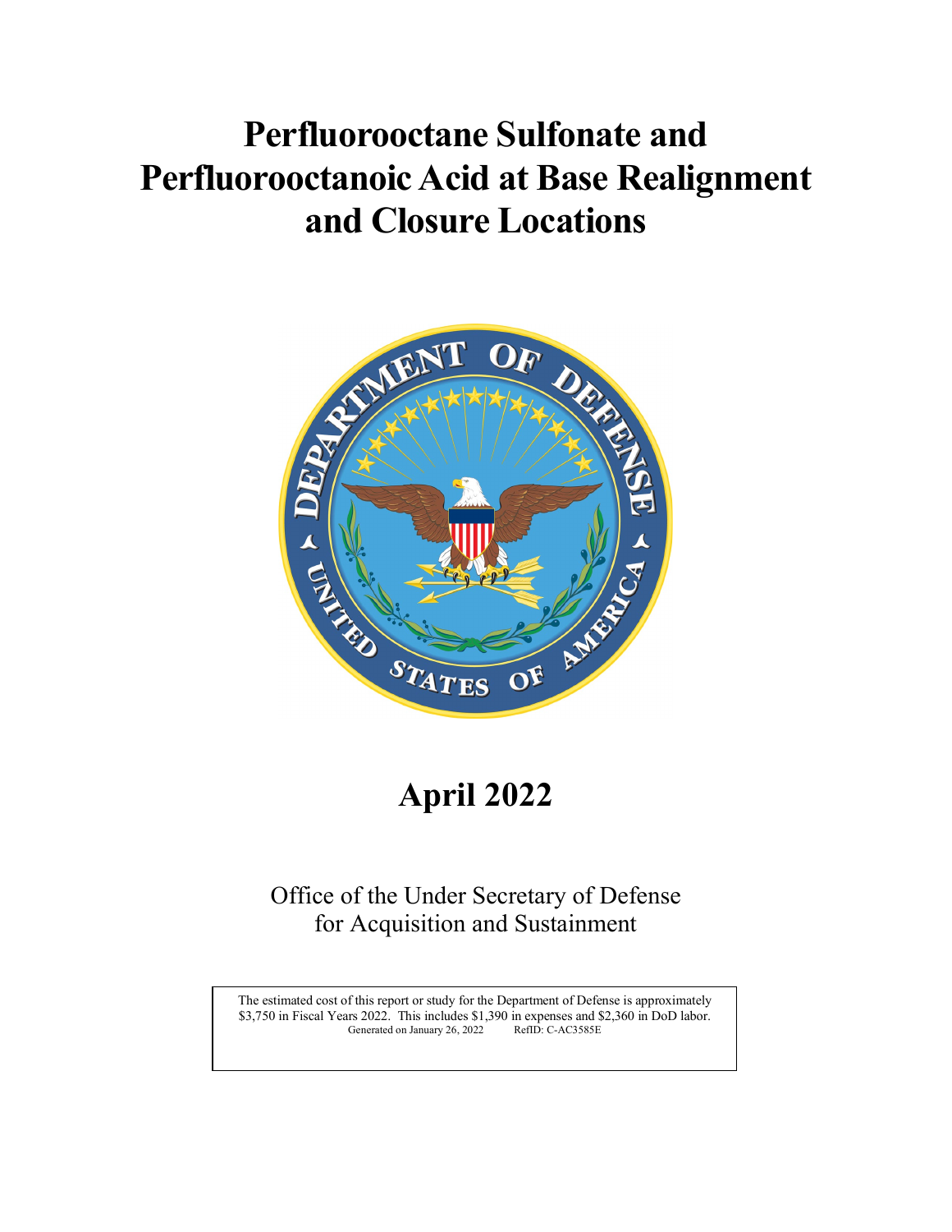# Perfluorooctane Sulfonate and Perfluorooctanoic Acid at Base Realignment and Closure Locations

## April 2022

Office of the Under Secretary of Defense
for Acquisition and Sustainment

The estimated cost of this report or study for the Department of Defense is approximately $3,750 in Fiscal Years 2022. This includes $1,390 in expenses and $2,360 in DoD labor.
Generated on January 26, 2022 RefID: C-AC3585E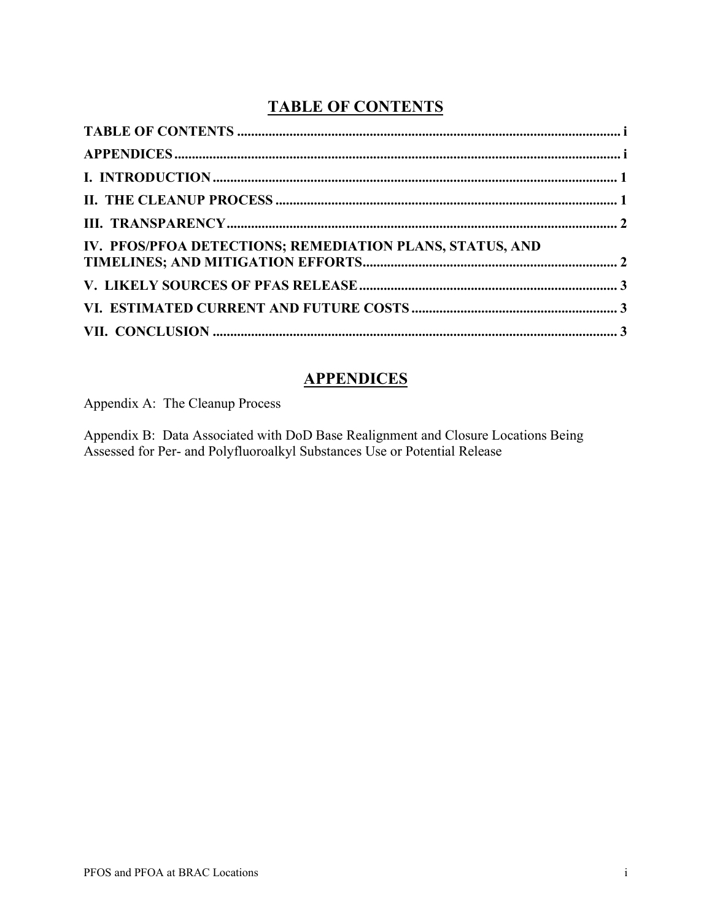# TABLE OF CONTENTS

**TABLE OF CONTENTS** ............................................................................................... i

**APPENDICES** ............................................................................................................... i

**I. INTRODUCTION** ...................................................................................................... 1

**II. THE CLEANUP PROCESS** ...................................................................................... 1

**III. TRANSPARENCY** .................................................................................................. 2

**IV. PFOS/PFOA DETECTIONS; REMEDIATION PLANS, STATUS, AND TIMELINES; AND MITIGATION EFFORTS** ............................................................................. 2

**V. LIKELY SOURCES OF PFAS RELEASE** ................................................................ 3

**VI. ESTIMATED CURRENT AND FUTURE COSTS** ................................................ 3

**VII. CONCLUSION** ....................................................................................................... 3

# APPENDICES

Appendix A: The Cleanup Process

Appendix B: Data Associated with DoD Base Realignment and Closure Locations Being Assessed for Per- and Polyfluoroalkyl Substances Use or Potential Release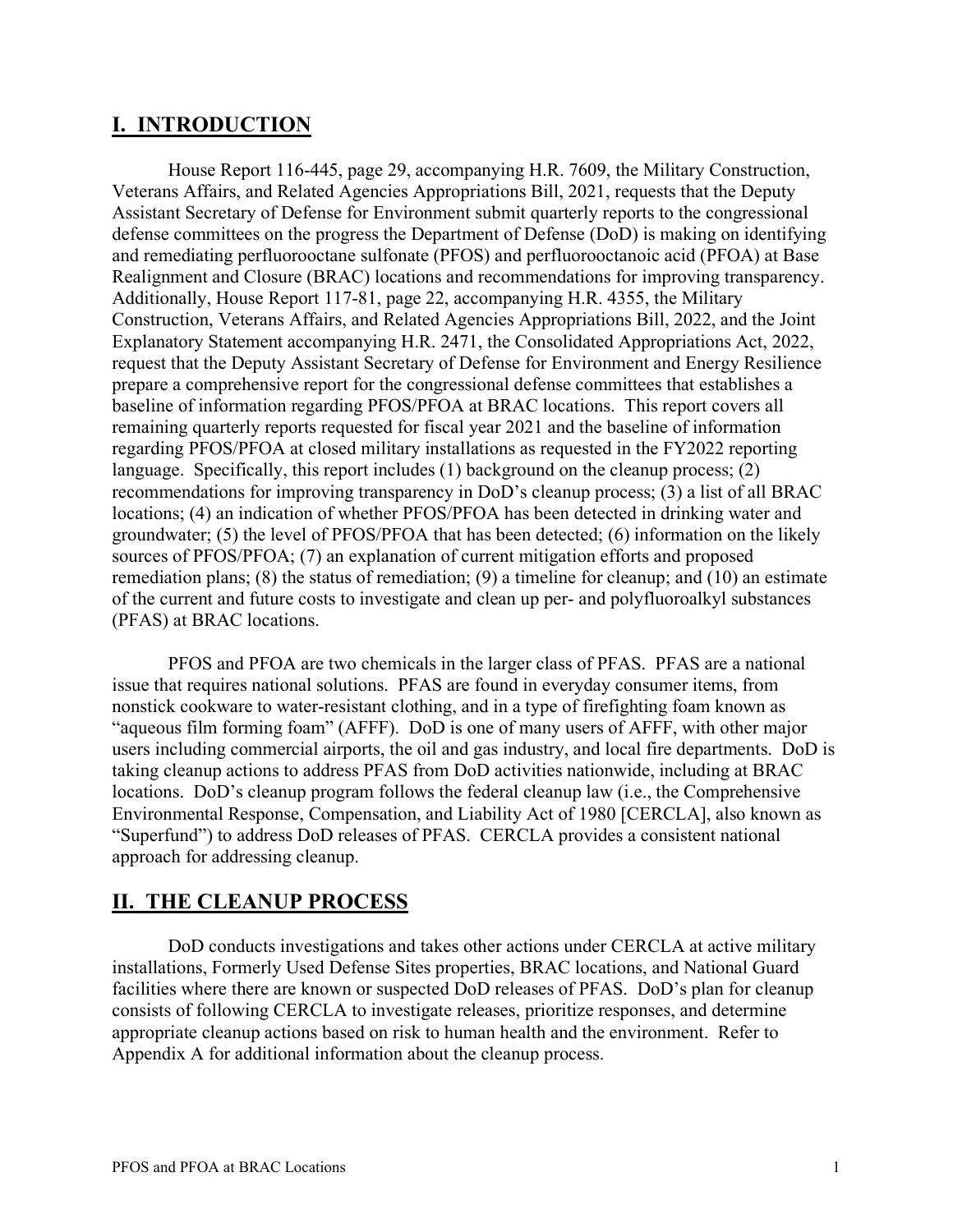## I. INTRODUCTION

House Report 116-445, page 29, accompanying H.R. 7609, the Military Construction, Veterans Affairs, and Related Agencies Appropriations Bill, 2021, requests that the Deputy Assistant Secretary of Defense for Environment submit quarterly reports to the congressional defense committees on the progress the Department of Defense (DoD) is making on identifying and remediating perfluorooctane sulfonate (PFOS) and perfluorooctanoic acid (PFOA) at Base Realignment and Closure (BRAC) locations and recommendations for improving transparency. Additionally, House Report 117-81, page 22, accompanying H.R. 4355, the Military Construction, Veterans Affairs, and Related Agencies Appropriations Bill, 2022, and the Joint Explanatory Statement accompanying H.R. 2471, the Consolidated Appropriations Act, 2022, request that the Deputy Assistant Secretary of Defense for Environment and Energy Resilience prepare a comprehensive report for the congressional defense committees that establishes a baseline of information regarding PFOS/PFOA at BRAC locations. This report covers all remaining quarterly reports requested for fiscal year 2021 and the baseline of information regarding PFOS/PFOA at closed military installations as requested in the FY2022 reporting language. Specifically, this report includes (1) background on the cleanup process; (2) recommendations for improving transparency in DoD's cleanup process; (3) a list of all BRAC locations; (4) an indication of whether PFOS/PFOA has been detected in drinking water and groundwater; (5) the level of PFOS/PFOA that has been detected; (6) information on the likely sources of PFOS/PFOA; (7) an explanation of current mitigation efforts and proposed remediation plans; (8) the status of remediation; (9) a timeline for cleanup; and (10) an estimate of the current and future costs to investigate and clean up per- and polyfluoroalkyl substances (PFAS) at BRAC locations.

PFOS and PFOA are two chemicals in the larger class of PFAS. PFAS are a national issue that requires national solutions. PFAS are found in everyday consumer items, from nonstick cookware to water-resistant clothing, and in a type of firefighting foam known as "aqueous film forming foam" (AFFF). DoD is one of many users of AFFF, with other major users including commercial airports, the oil and gas industry, and local fire departments. DoD is taking cleanup actions to address PFAS from DoD activities nationwide, including at BRAC locations. DoD's cleanup program follows the federal cleanup law (i.e., the Comprehensive Environmental Response, Compensation, and Liability Act of 1980 [CERCLA], also known as "Superfund") to address DoD releases of PFAS. CERCLA provides a consistent national approach for addressing cleanup.

## II. THE CLEANUP PROCESS

DoD conducts investigations and takes other actions under CERCLA at active military installations, Formerly Used Defense Sites properties, BRAC locations, and National Guard facilities where there are known or suspected DoD releases of PFAS. DoD's plan for cleanup consists of following CERCLA to investigate releases, prioritize responses, and determine appropriate cleanup actions based on risk to human health and the environment. Refer to Appendix A for additional information about the cleanup process.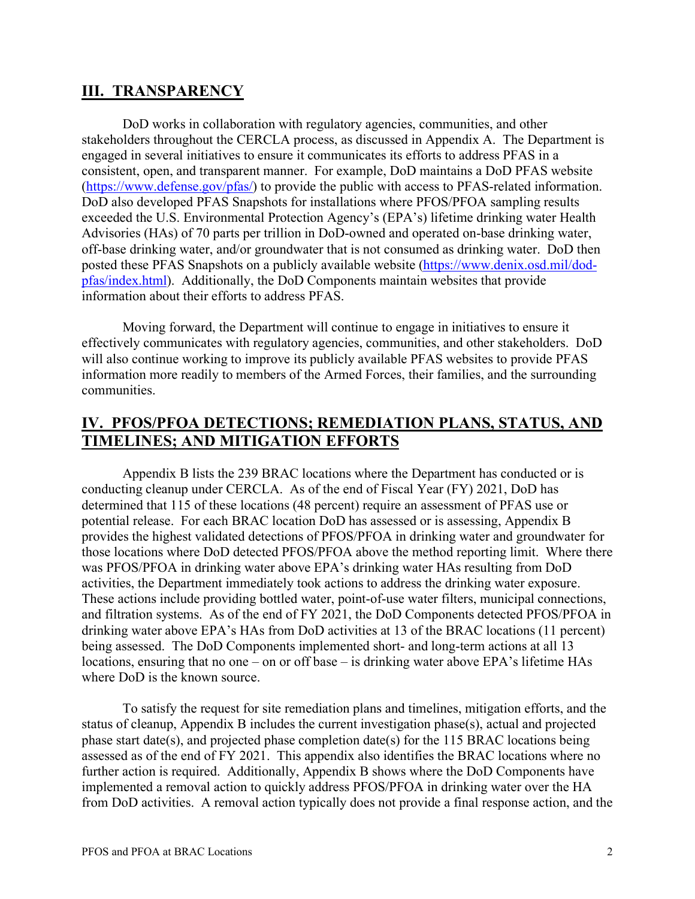## III. TRANSPARENCY

DoD works in collaboration with regulatory agencies, communities, and other stakeholders throughout the CERCLA process, as discussed in Appendix A. The Department is engaged in several initiatives to ensure it communicates its efforts to address PFAS in a consistent, open, and transparent manner. For example, DoD maintains a DoD PFAS website (https://www.defense.gov/pfas/) to provide the public with access to PFAS-related information. DoD also developed PFAS Snapshots for installations where PFOS/PFOA sampling results exceeded the U.S. Environmental Protection Agency's (EPA's) lifetime drinking water Health Advisories (HAs) of 70 parts per trillion in DoD-owned and operated on-base drinking water, off-base drinking water, and/or groundwater that is not consumed as drinking water. DoD then posted these PFAS Snapshots on a publicly available website (https://www.denix.osd.mil/dod-pfas/index.html). Additionally, the DoD Components maintain websites that provide information about their efforts to address PFAS.

Moving forward, the Department will continue to engage in initiatives to ensure it effectively communicates with regulatory agencies, communities, and other stakeholders. DoD will also continue working to improve its publicly available PFAS websites to provide PFAS information more readily to members of the Armed Forces, their families, and the surrounding communities.

## IV. PFOS/PFOA DETECTIONS; REMEDIATION PLANS, STATUS, AND TIMELINES; AND MITIGATION EFFORTS

Appendix B lists the 239 BRAC locations where the Department has conducted or is conducting cleanup under CERCLA. As of the end of Fiscal Year (FY) 2021, DoD has determined that 115 of these locations (48 percent) require an assessment of PFAS use or potential release. For each BRAC location DoD has assessed or is assessing, Appendix B provides the highest validated detections of PFOS/PFOA in drinking water and groundwater for those locations where DoD detected PFOS/PFOA above the method reporting limit. Where there was PFOS/PFOA in drinking water above EPA's drinking water HAs resulting from DoD activities, the Department immediately took actions to address the drinking water exposure. These actions include providing bottled water, point-of-use water filters, municipal connections, and filtration systems. As of the end of FY 2021, the DoD Components detected PFOS/PFOA in drinking water above EPA's HAs from DoD activities at 13 of the BRAC locations (11 percent) being assessed. The DoD Components implemented short- and long-term actions at all 13 locations, ensuring that no one – on or off base – is drinking water above EPA's lifetime HAs where DoD is the known source.

To satisfy the request for site remediation plans and timelines, mitigation efforts, and the status of cleanup, Appendix B includes the current investigation phase(s), actual and projected phase start date(s), and projected phase completion date(s) for the 115 BRAC locations being assessed as of the end of FY 2021. This appendix also identifies the BRAC locations where no further action is required. Additionally, Appendix B shows where the DoD Components have implemented a removal action to quickly address PFOS/PFOA in drinking water over the HA from DoD activities. A removal action typically does not provide a final response action, and the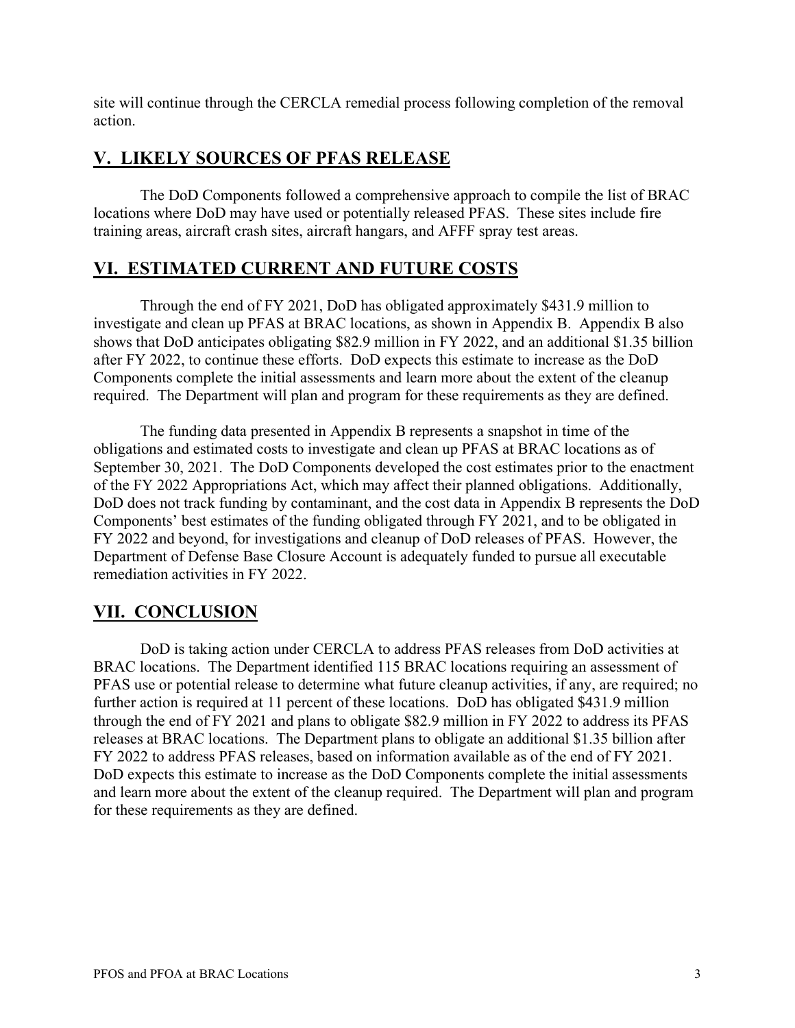site will continue through the CERCLA remedial process following completion of the removal action.

## V. LIKELY SOURCES OF PFAS RELEASE

The DoD Components followed a comprehensive approach to compile the list of BRAC locations where DoD may have used or potentially released PFAS. These sites include fire training areas, aircraft crash sites, aircraft hangars, and AFFF spray test areas.

## VI. ESTIMATED CURRENT AND FUTURE COSTS

Through the end of FY 2021, DoD has obligated approximately $431.9 million to investigate and clean up PFAS at BRAC locations, as shown in Appendix B. Appendix B also shows that DoD anticipates obligating $82.9 million in FY 2022, and an additional $1.35 billion after FY 2022, to continue these efforts. DoD expects this estimate to increase as the DoD Components complete the initial assessments and learn more about the extent of the cleanup required. The Department will plan and program for these requirements as they are defined.

The funding data presented in Appendix B represents a snapshot in time of the obligations and estimated costs to investigate and clean up PFAS at BRAC locations as of September 30, 2021. The DoD Components developed the cost estimates prior to the enactment of the FY 2022 Appropriations Act, which may affect their planned obligations. Additionally, DoD does not track funding by contaminant, and the cost data in Appendix B represents the DoD Components' best estimates of the funding obligated through FY 2021, and to be obligated in FY 2022 and beyond, for investigations and cleanup of DoD releases of PFAS. However, the Department of Defense Base Closure Account is adequately funded to pursue all executable remediation activities in FY 2022.

## VII. CONCLUSION

DoD is taking action under CERCLA to address PFAS releases from DoD activities at BRAC locations. The Department identified 115 BRAC locations requiring an assessment of PFAS use or potential release to determine what future cleanup activities, if any, are required; no further action is required at 11 percent of these locations. DoD has obligated $431.9 million through the end of FY 2021 and plans to obligate $82.9 million in FY 2022 to address its PFAS releases at BRAC locations. The Department plans to obligate an additional $1.35 billion after FY 2022 to address PFAS releases, based on information available as of the end of FY 2021. DoD expects this estimate to increase as the DoD Components complete the initial assessments and learn more about the extent of the cleanup required. The Department will plan and program for these requirements as they are defined.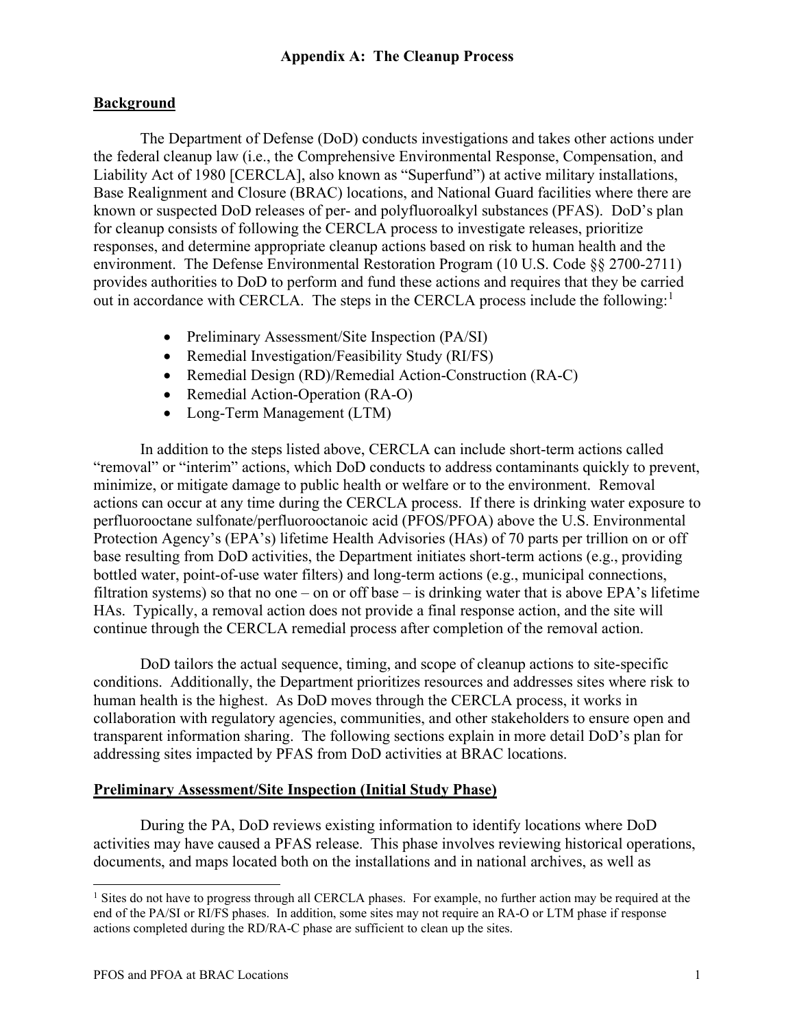# Appendix A: The Cleanup Process

## Background

The Department of Defense (DoD) conducts investigations and takes other actions under the federal cleanup law (i.e., the Comprehensive Environmental Response, Compensation, and Liability Act of 1980 [CERCLA], also known as "Superfund") at active military installations, Base Realignment and Closure (BRAC) locations, and National Guard facilities where there are known or suspected DoD releases of per- and polyfluoroalkyl substances (PFAS). DoD's plan for cleanup consists of following the CERCLA process to investigate releases, prioritize responses, and determine appropriate cleanup actions based on risk to human health and the environment. The Defense Environmental Restoration Program (10 U.S. Code §§ 2700-2711) provides authorities to DoD to perform and fund these actions and requires that they be carried out in accordance with CERCLA. The steps in the CERCLA process include the following:[1]

- Preliminary Assessment/Site Inspection (PA/SI)
- Remedial Investigation/Feasibility Study (RI/FS)
- Remedial Design (RD)/Remedial Action-Construction (RA-C)
- Remedial Action-Operation (RA-O)
- Long-Term Management (LTM)

In addition to the steps listed above, CERCLA can include short-term actions called "removal" or "interim" actions, which DoD conducts to address contaminants quickly to prevent, minimize, or mitigate damage to public health or welfare or to the environment. Removal actions can occur at any time during the CERCLA process. If there is drinking water exposure to perfluorooctane sulfonate/perfluorooctanoic acid (PFOS/PFOA) above the U.S. Environmental Protection Agency's (EPA's) lifetime Health Advisories (HAs) of 70 parts per trillion on or off base resulting from DoD activities, the Department initiates short-term actions (e.g., providing bottled water, point-of-use water filters) and long-term actions (e.g., municipal connections, filtration systems) so that no one – on or off base – is drinking water that is above EPA's lifetime HAs. Typically, a removal action does not provide a final response action, and the site will continue through the CERCLA remedial process after completion of the removal action.

DoD tailors the actual sequence, timing, and scope of cleanup actions to site-specific conditions. Additionally, the Department prioritizes resources and addresses sites where risk to human health is the highest. As DoD moves through the CERCLA process, it works in collaboration with regulatory agencies, communities, and other stakeholders to ensure open and transparent information sharing. The following sections explain in more detail DoD's plan for addressing sites impacted by PFAS from DoD activities at BRAC locations.

## Preliminary Assessment/Site Inspection (Initial Study Phase)

During the PA, DoD reviews existing information to identify locations where DoD activities may have caused a PFAS release. This phase involves reviewing historical operations, documents, and maps located both on the installations and in national archives, as well as

[1] Sites do not have to progress through all CERCLA phases. For example, no further action may be required at the end of the PA/SI or RI/FS phases. In addition, some sites may not require an RA-O or LTM phase if response actions completed during the RD/RA-C phase are sufficient to clean up the sites.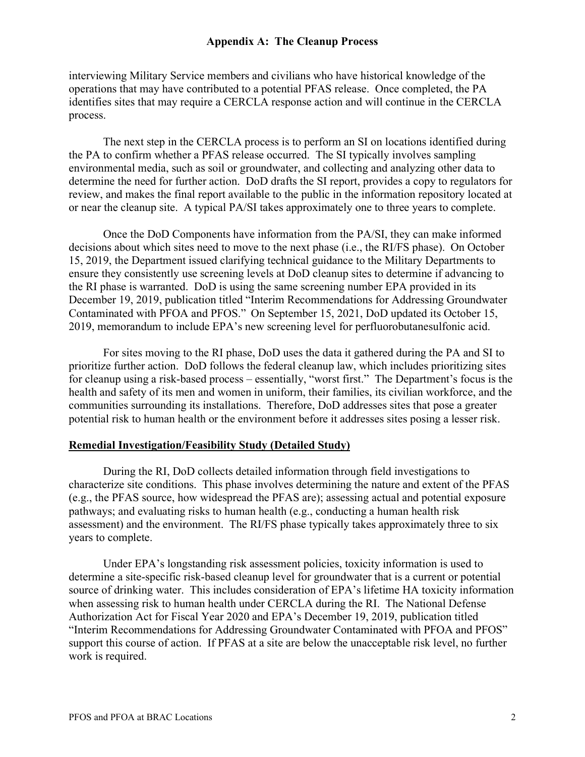interviewing Military Service members and civilians who have historical knowledge of the operations that may have contributed to a potential PFAS release. Once completed, the PA identifies sites that may require a CERCLA response action and will continue in the CERCLA process.

The next step in the CERCLA process is to perform an SI on locations identified during the PA to confirm whether a PFAS release occurred. The SI typically involves sampling environmental media, such as soil or groundwater, and collecting and analyzing other data to determine the need for further action. DoD drafts the SI report, provides a copy to regulators for review, and makes the final report available to the public in the information repository located at or near the cleanup site. A typical PA/SI takes approximately one to three years to complete.

Once the DoD Components have information from the PA/SI, they can make informed decisions about which sites need to move to the next phase (i.e., the RI/FS phase). On October 15, 2019, the Department issued clarifying technical guidance to the Military Departments to ensure they consistently use screening levels at DoD cleanup sites to determine if advancing to the RI phase is warranted. DoD is using the same screening number EPA provided in its December 19, 2019, publication titled "Interim Recommendations for Addressing Groundwater Contaminated with PFOA and PFOS." On September 15, 2021, DoD updated its October 15, 2019, memorandum to include EPA's new screening level for perfluorobutanesulfonic acid.

For sites moving to the RI phase, DoD uses the data it gathered during the PA and SI to prioritize further action. DoD follows the federal cleanup law, which includes prioritizing sites for cleanup using a risk-based process – essentially, "worst first." The Department's focus is the health and safety of its men and women in uniform, their families, its civilian workforce, and the communities surrounding its installations. Therefore, DoD addresses sites that pose a greater potential risk to human health or the environment before it addresses sites posing a lesser risk.

## Remedial Investigation/Feasibility Study (Detailed Study)

During the RI, DoD collects detailed information through field investigations to characterize site conditions. This phase involves determining the nature and extent of the PFAS (e.g., the PFAS source, how widespread the PFAS are); assessing actual and potential exposure pathways; and evaluating risks to human health (e.g., conducting a human health risk assessment) and the environment. The RI/FS phase typically takes approximately three to six years to complete.

Under EPA's longstanding risk assessment policies, toxicity information is used to determine a site-specific risk-based cleanup level for groundwater that is a current or potential source of drinking water. This includes consideration of EPA's lifetime HA toxicity information when assessing risk to human health under CERCLA during the RI. The National Defense Authorization Act for Fiscal Year 2020 and EPA's December 19, 2019, publication titled "Interim Recommendations for Addressing Groundwater Contaminated with PFOA and PFOS" support this course of action. If PFAS at a site are below the unacceptable risk level, no further work is required.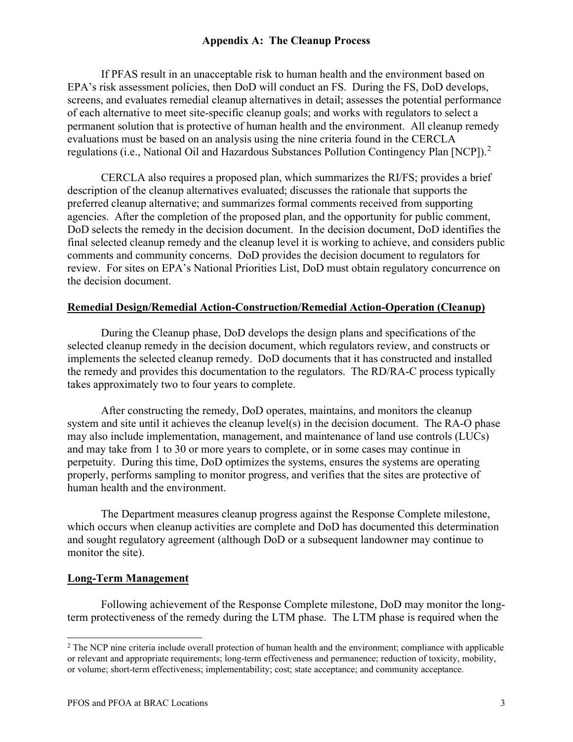## Appendix A: The Cleanup Process

If PFAS result in an unacceptable risk to human health and the environment based on EPA's risk assessment policies, then DoD will conduct an FS. During the FS, DoD develops, screens, and evaluates remedial cleanup alternatives in detail; assesses the potential performance of each alternative to meet site-specific cleanup goals; and works with regulators to select a permanent solution that is protective of human health and the environment. All cleanup remedy evaluations must be based on an analysis using the nine criteria found in the CERCLA regulations (i.e., National Oil and Hazardous Substances Pollution Contingency Plan [NCP]).[2]

CERCLA also requires a proposed plan, which summarizes the RI/FS; provides a brief description of the cleanup alternatives evaluated; discusses the rationale that supports the preferred cleanup alternative; and summarizes formal comments received from supporting agencies. After the completion of the proposed plan, and the opportunity for public comment, DoD selects the remedy in the decision document. In the decision document, DoD identifies the final selected cleanup remedy and the cleanup level it is working to achieve, and considers public comments and community concerns. DoD provides the decision document to regulators for review. For sites on EPA's National Priorities List, DoD must obtain regulatory concurrence on the decision document.

### Remedial Design/Remedial Action-Construction/Remedial Action-Operation (Cleanup)

During the Cleanup phase, DoD develops the design plans and specifications of the selected cleanup remedy in the decision document, which regulators review, and constructs or implements the selected cleanup remedy. DoD documents that it has constructed and installed the remedy and provides this documentation to the regulators. The RD/RA-C process typically takes approximately two to four years to complete.

After constructing the remedy, DoD operates, maintains, and monitors the cleanup system and site until it achieves the cleanup level(s) in the decision document. The RA-O phase may also include implementation, management, and maintenance of land use controls (LUCs) and may take from 1 to 30 or more years to complete, or in some cases may continue in perpetuity. During this time, DoD optimizes the systems, ensures the systems are operating properly, performs sampling to monitor progress, and verifies that the sites are protective of human health and the environment.

The Department measures cleanup progress against the Response Complete milestone, which occurs when cleanup activities are complete and DoD has documented this determination and sought regulatory agreement (although DoD or a subsequent landowner may continue to monitor the site).

### Long-Term Management

Following achievement of the Response Complete milestone, DoD may monitor the long-term protectiveness of the remedy during the LTM phase. The LTM phase is required when the

[2] The NCP nine criteria include overall protection of human health and the environment; compliance with applicable or relevant and appropriate requirements; long-term effectiveness and permanence; reduction of toxicity, mobility, or volume; short-term effectiveness; implementability; cost; state acceptance; and community acceptance.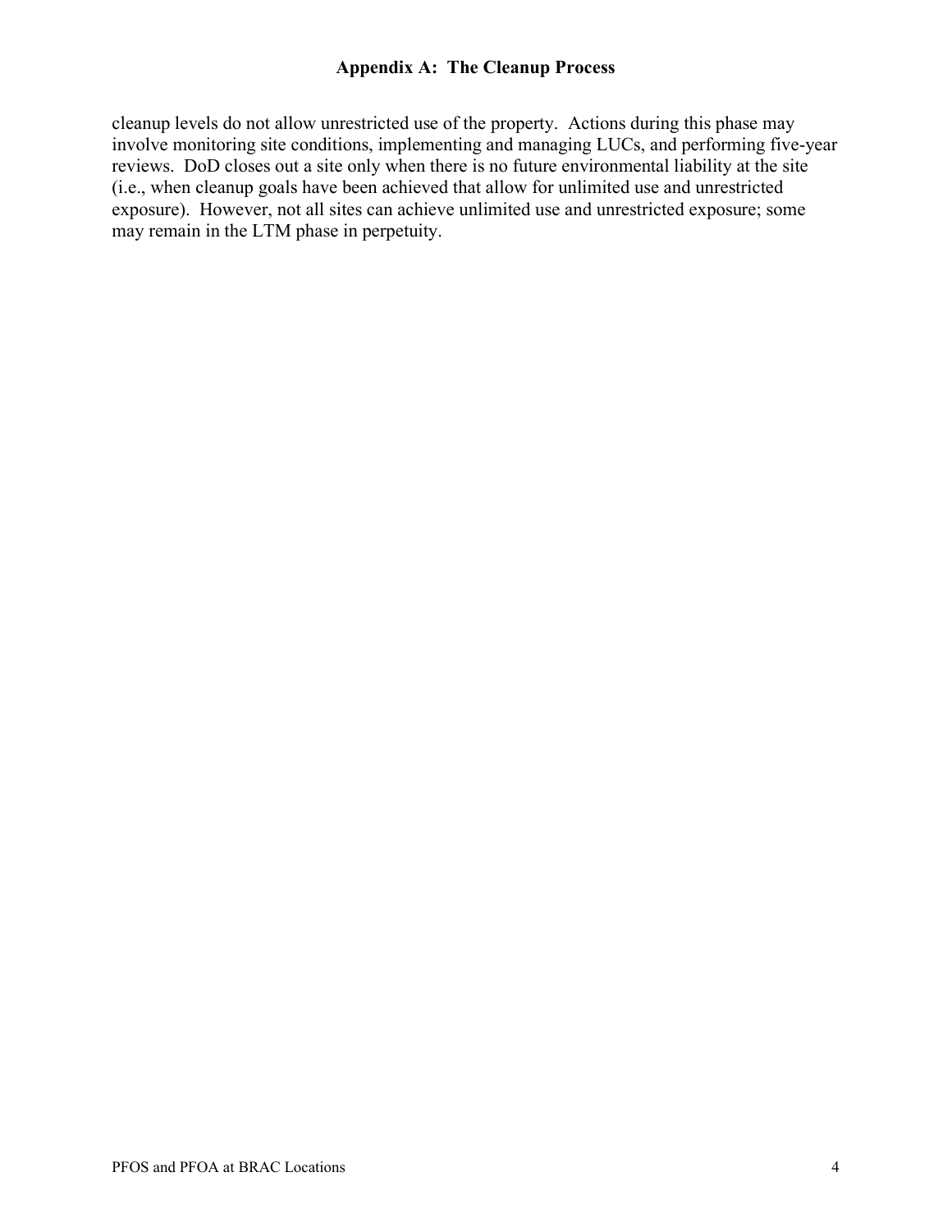cleanup levels do not allow unrestricted use of the property. Actions during this phase may involve monitoring site conditions, implementing and managing LUCs, and performing five-year reviews. DoD closes out a site only when there is no future environmental liability at the site (i.e., when cleanup goals have been achieved that allow for unlimited use and unrestricted exposure). However, not all sites can achieve unlimited use and unrestricted exposure; some may remain in the LTM phase in perpetuity.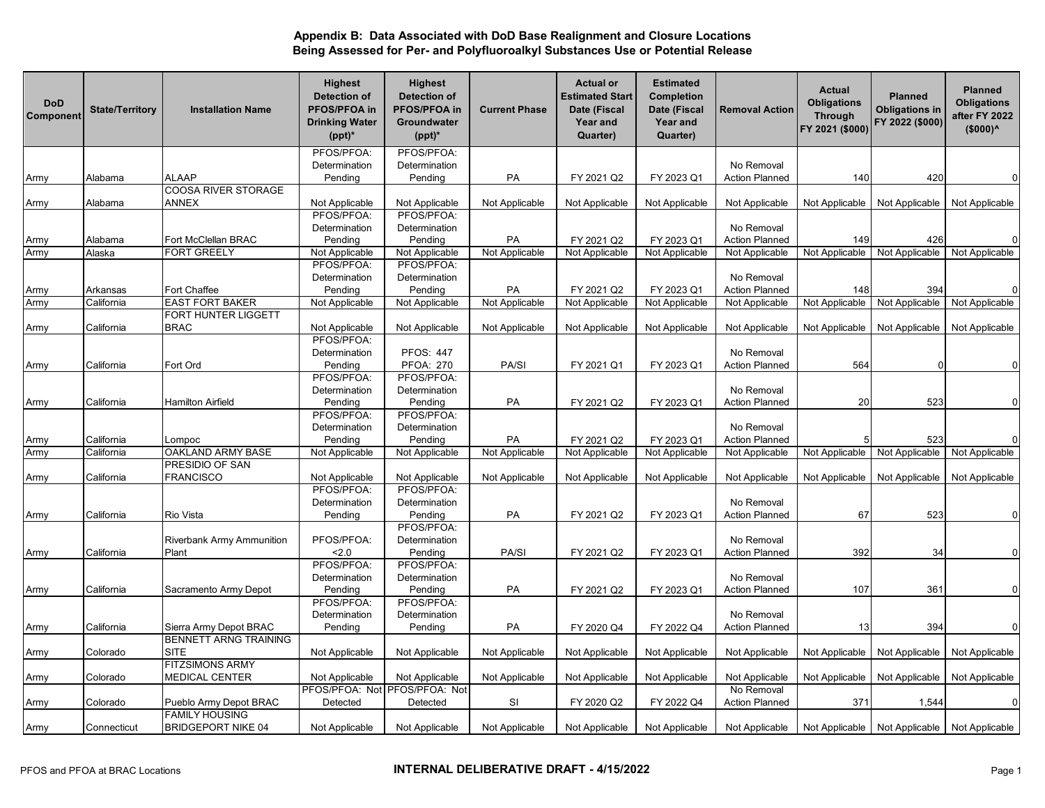## Appendix B: Data Associated with DoD Base Realignment and Closure Locations Being Assessed for Per- and Polyfluoroalkyl Substances Use or Potential Release

| DoD Component | State/Territory | Installation Name | Highest Detection of PFOS/PFOA in Drinking Water (ppt)* | Highest Detection of PFOS/PFOA in Groundwater (ppt)* | Current Phase | Actual or Estimated Start Date (Fiscal Year and Quarter) | Estimated Completion Date (Fiscal Year and Quarter) | Removal Action | Actual Obligations Through FY 2021 ($000) | Planned Obligations in FY 2022 ($000) | Planned Obligations after FY 2022 ($000)^ |
|---|---|---|---|---|---|---|---|---|---|---|---|
| Army | Alabama | ALAAP | PFOS/PFOA: Determination Pending | PFOS/PFOA: Determination Pending | PA | FY 2021 Q2 | FY 2023 Q1 | No Removal Action Planned | 140 | 420 | 0 |
| Army | Alabama | COOSA RIVER STORAGE ANNEX | Not Applicable | Not Applicable | Not Applicable | Not Applicable | Not Applicable | Not Applicable | Not Applicable | Not Applicable | Not Applicable |
| Army | Alabama | Fort McClellan BRAC | PFOS/PFOA: Determination Pending | PFOS/PFOA: Determination Pending | PA | FY 2021 Q2 | FY 2023 Q1 | No Removal Action Planned | 149 | 426 | 0 |
| Army | Alaska | FORT GREELY | Not Applicable | Not Applicable | Not Applicable | Not Applicable | Not Applicable | Not Applicable | Not Applicable | Not Applicable | Not Applicable |
| Army | Arkansas | Fort Chaffee | PFOS/PFOA: Determination Pending | PFOS/PFOA: Determination Pending | PA | FY 2021 Q2 | FY 2023 Q1 | No Removal Action Planned | 148 | 394 | 0 |
| Army | California | EAST FORT BAKER | Not Applicable | Not Applicable | Not Applicable | Not Applicable | Not Applicable | Not Applicable | Not Applicable | Not Applicable | Not Applicable |
| Army | California | FORT HUNTER LIGGETT BRAC | Not Applicable | Not Applicable | Not Applicable | Not Applicable | Not Applicable | Not Applicable | Not Applicable | Not Applicable | Not Applicable |
| Army | California | Fort Ord | PFOS/PFOA: Determination Pending | PFOS: 447 PFOA: 270 | PA/SI | FY 2021 Q1 | FY 2023 Q1 | No Removal Action Planned | 564 | 0 | 0 |
| Army | California | Hamilton Airfield | PFOS/PFOA: Determination Pending | PFOS/PFOA: Determination Pending | PA | FY 2021 Q2 | FY 2023 Q1 | No Removal Action Planned | 20 | 523 | 0 |
| Army | California | Lompoc | PFOS/PFOA: Determination Pending | PFOS/PFOA: Determination Pending | PA | FY 2021 Q2 | FY 2023 Q1 | No Removal Action Planned | 5 | 523 | 0 |
| Army | California | OAKLAND ARMY BASE | Not Applicable | Not Applicable | Not Applicable | Not Applicable | Not Applicable | Not Applicable | Not Applicable | Not Applicable | Not Applicable |
| Army | California | PRESIDIO OF SAN FRANCISCO | Not Applicable | Not Applicable | Not Applicable | Not Applicable | Not Applicable | Not Applicable | Not Applicable | Not Applicable | Not Applicable |
| Army | California | Rio Vista | PFOS/PFOA: Determination Pending | PFOS/PFOA: Determination Pending | PA | FY 2021 Q2 | FY 2023 Q1 | No Removal Action Planned | 67 | 523 | 0 |
| Army | California | Riverbank Army Ammunition Plant | PFOS/PFOA: <2.0 | PFOS/PFOA: Determination Pending | PA/SI | FY 2021 Q2 | FY 2023 Q1 | No Removal Action Planned | 392 | 34 | 0 |
| Army | California | Sacramento Army Depot | PFOS/PFOA: Determination Pending | PFOS/PFOA: Determination Pending | PA | FY 2021 Q2 | FY 2023 Q1 | No Removal Action Planned | 107 | 361 | 0 |
| Army | California | Sierra Army Depot BRAC | PFOS/PFOA: Determination Pending | PFOS/PFOA: Determination Pending | PA | FY 2020 Q4 | FY 2022 Q4 | No Removal Action Planned | 13 | 394 | 0 |
| Army | Colorado | BENNETT ARNG TRAINING SITE | Not Applicable | Not Applicable | Not Applicable | Not Applicable | Not Applicable | Not Applicable | Not Applicable | Not Applicable | Not Applicable |
| Army | Colorado | FITZSIMONS ARMY MEDICAL CENTER | Not Applicable | Not Applicable | Not Applicable | Not Applicable | Not Applicable | Not Applicable | Not Applicable | Not Applicable | Not Applicable |
| Army | Colorado | Pueblo Army Depot BRAC | PFOS/PFOA: Not Detected | PFOS/PFOA: Not Detected | SI | FY 2020 Q2 | FY 2022 Q4 | No Removal Action Planned | 371 | 1,544 | 0 |
| Army | Connecticut | FAMILY HOUSING BRIDGEPORT NIKE 04 | Not Applicable | Not Applicable | Not Applicable | Not Applicable | Not Applicable | Not Applicable | Not Applicable | Not Applicable | Not Applicable |

PFOS and PFOA at BRAC Locations

INTERNAL DELIBERATIVE DRAFT - 4/15/2022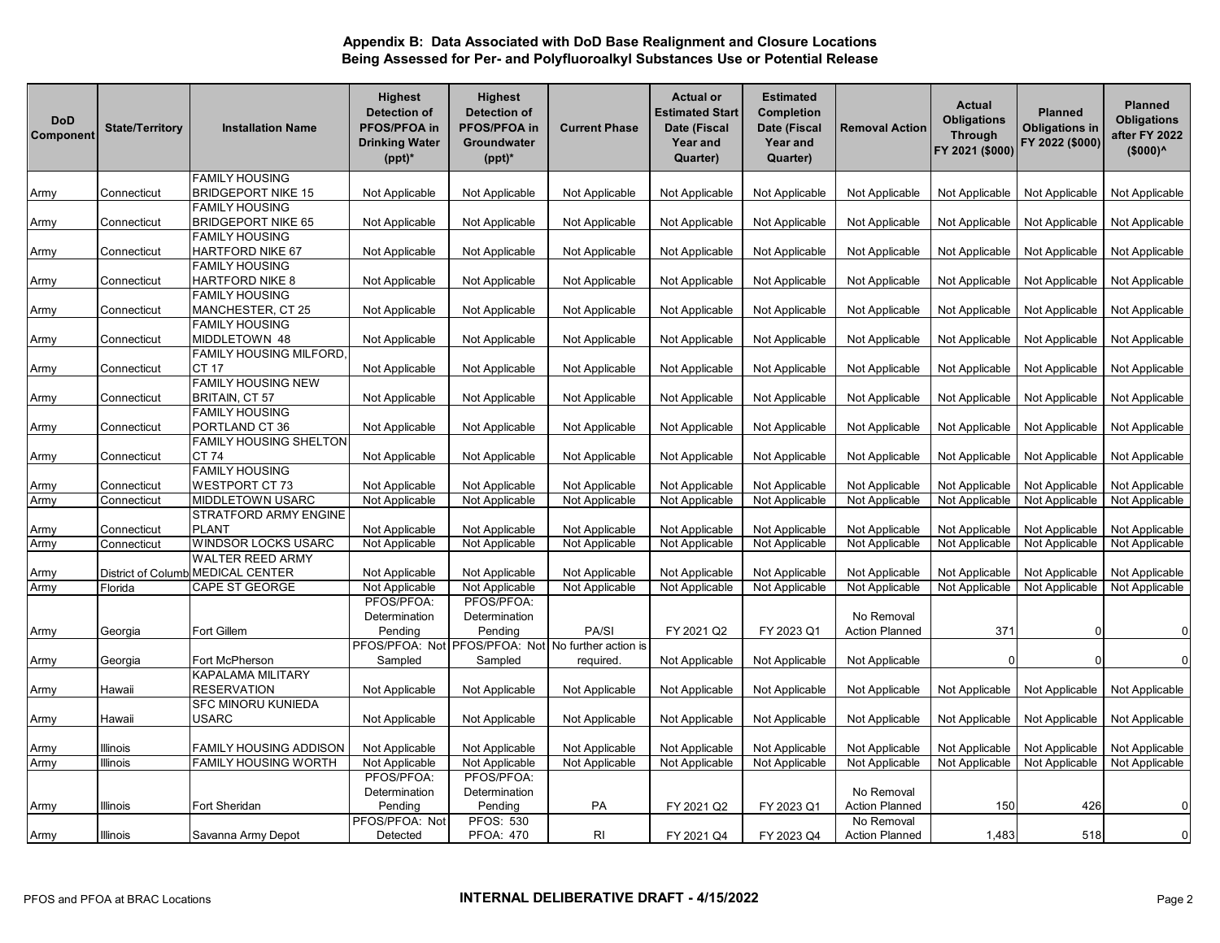**Appendix B: Data Associated with DoD Base Realignment and Closure Locations Being Assessed for Per- and Polyfluoroalkyl Substances Use or Potential Release**

| DoD Component | State/Territory | Installation Name | Highest Detection of PFOS/PFOA in Drinking Water (ppt)* | Highest Detection of PFOS/PFOA in Groundwater (ppt)* | Current Phase | Actual or Estimated Start Date (Fiscal Year and Quarter) | Estimated Completion Date (Fiscal Year and Quarter) | Removal Action | Actual Obligations Through FY 2021 ($000) | Planned Obligations in FY 2022 ($000) | Planned Obligations after FY 2022 ($000)^ |
|---|---|---|---|---|---|---|---|---|---|---|---|
| Army | Connecticut | FAMILY HOUSING BRIDGEPORT NIKE 15 | Not Applicable | Not Applicable | Not Applicable | Not Applicable | Not Applicable | Not Applicable | Not Applicable | Not Applicable | Not Applicable |
| Army | Connecticut | FAMILY HOUSING BRIDGEPORT NIKE 65 | Not Applicable | Not Applicable | Not Applicable | Not Applicable | Not Applicable | Not Applicable | Not Applicable | Not Applicable | Not Applicable |
| Army | Connecticut | FAMILY HOUSING HARTFORD NIKE 67 | Not Applicable | Not Applicable | Not Applicable | Not Applicable | Not Applicable | Not Applicable | Not Applicable | Not Applicable | Not Applicable |
| Army | Connecticut | FAMILY HOUSING HARTFORD NIKE 8 | Not Applicable | Not Applicable | Not Applicable | Not Applicable | Not Applicable | Not Applicable | Not Applicable | Not Applicable | Not Applicable |
| Army | Connecticut | FAMILY HOUSING MANCHESTER, CT 25 | Not Applicable | Not Applicable | Not Applicable | Not Applicable | Not Applicable | Not Applicable | Not Applicable | Not Applicable | Not Applicable |
| Army | Connecticut | FAMILY HOUSING MIDDLETOWN 48 | Not Applicable | Not Applicable | Not Applicable | Not Applicable | Not Applicable | Not Applicable | Not Applicable | Not Applicable | Not Applicable |
| Army | Connecticut | FAMILY HOUSING MILFORD, CT 17 | Not Applicable | Not Applicable | Not Applicable | Not Applicable | Not Applicable | Not Applicable | Not Applicable | Not Applicable | Not Applicable |
| Army | Connecticut | FAMILY HOUSING NEW BRITAIN, CT 57 | Not Applicable | Not Applicable | Not Applicable | Not Applicable | Not Applicable | Not Applicable | Not Applicable | Not Applicable | Not Applicable |
| Army | Connecticut | FAMILY HOUSING PORTLAND CT 36 | Not Applicable | Not Applicable | Not Applicable | Not Applicable | Not Applicable | Not Applicable | Not Applicable | Not Applicable | Not Applicable |
| Army | Connecticut | FAMILY HOUSING SHELTON CT 74 | Not Applicable | Not Applicable | Not Applicable | Not Applicable | Not Applicable | Not Applicable | Not Applicable | Not Applicable | Not Applicable |
| Army | Connecticut | FAMILY HOUSING WESTPORT CT 73 | Not Applicable | Not Applicable | Not Applicable | Not Applicable | Not Applicable | Not Applicable | Not Applicable | Not Applicable | Not Applicable |
| Army | Connecticut | MIDDLETOWN USARC | Not Applicable | Not Applicable | Not Applicable | Not Applicable | Not Applicable | Not Applicable | Not Applicable | Not Applicable | Not Applicable |
| Army | Connecticut | STRATFORD ARMY ENGINE PLANT | Not Applicable | Not Applicable | Not Applicable | Not Applicable | Not Applicable | Not Applicable | Not Applicable | Not Applicable | Not Applicable |
| Army | Connecticut | WINDSOR LOCKS USARC | Not Applicable | Not Applicable | Not Applicable | Not Applicable | Not Applicable | Not Applicable | Not Applicable | Not Applicable | Not Applicable |
| Army | District of Columb | WALTER REED ARMY MEDICAL CENTER | Not Applicable | Not Applicable | Not Applicable | Not Applicable | Not Applicable | Not Applicable | Not Applicable | Not Applicable | Not Applicable |
| Army | Florida | CAPE ST GEORGE | Not Applicable | Not Applicable | Not Applicable | Not Applicable | Not Applicable | Not Applicable | Not Applicable | Not Applicable | Not Applicable |
| Army | Georgia | Fort Gillem | PFOS/PFOA: Determination Pending | PFOS/PFOA: Determination Pending | PA/SI | FY 2021 Q2 | FY 2023 Q1 | No Removal Action Planned | 371 | 0 | 0 |
| Army | Georgia | Fort McPherson | PFOS/PFOA: Not Sampled | PFOS/PFOA: Not Sampled | No further action is required. | Not Applicable | Not Applicable | Not Applicable | 0 | 0 | 0 |
| Army | Hawaii | KAPALAMA MILITARY RESERVATION | Not Applicable | Not Applicable | Not Applicable | Not Applicable | Not Applicable | Not Applicable | Not Applicable | Not Applicable | Not Applicable |
| Army | Hawaii | SFC MINORU KUNIEDA USARC | Not Applicable | Not Applicable | Not Applicable | Not Applicable | Not Applicable | Not Applicable | Not Applicable | Not Applicable | Not Applicable |
| Army | Illinois | FAMILY HOUSING ADDISON | Not Applicable | Not Applicable | Not Applicable | Not Applicable | Not Applicable | Not Applicable | Not Applicable | Not Applicable | Not Applicable |
| Army | Illinois | FAMILY HOUSING WORTH | Not Applicable | Not Applicable | Not Applicable | Not Applicable | Not Applicable | Not Applicable | Not Applicable | Not Applicable | Not Applicable |
| Army | Illinois | Fort Sheridan | PFOS/PFOA: Determination Pending | PFOS/PFOA: Determination Pending | PA | FY 2021 Q2 | FY 2023 Q1 | No Removal Action Planned | 150 | 426 | 0 |
| Army | Illinois | Savanna Army Depot | PFOS/PFOA: Not Detected | PFOS: 530 PFOA: 470 | RI | FY 2021 Q4 | FY 2023 Q4 | No Removal Action Planned | 1,483 | 518 | 0 |

PFOS and PFOA at BRAC Locations — **INTERNAL DELIBERATIVE DRAFT - 4/15/2022**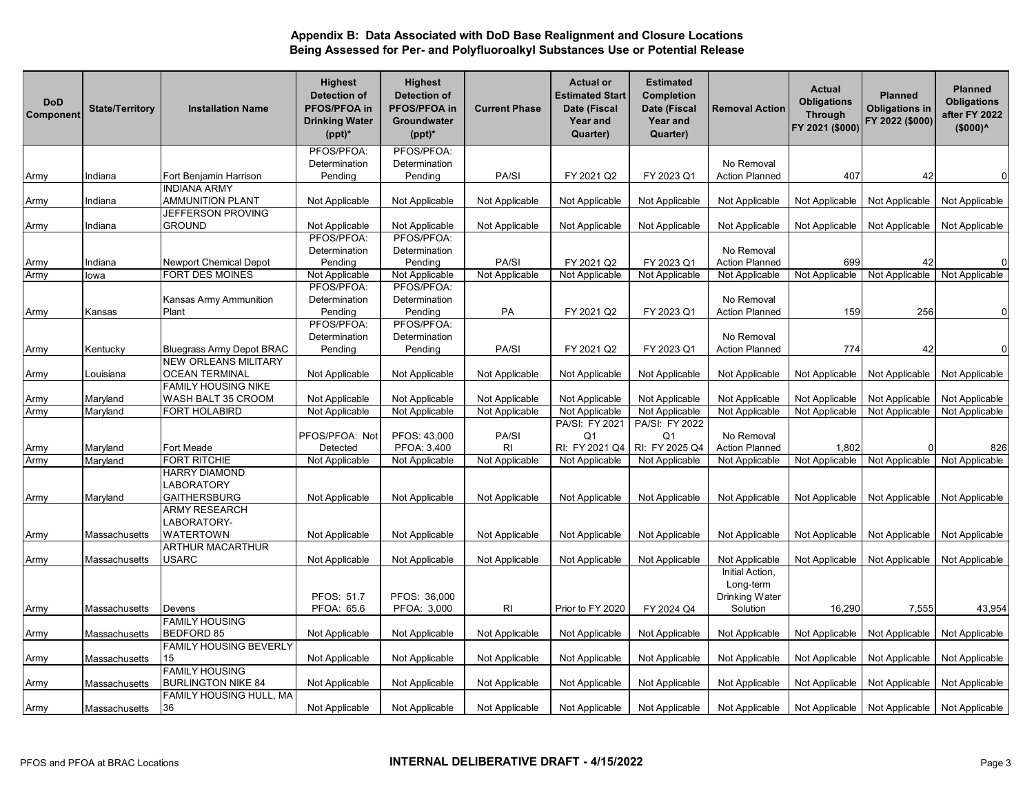**Appendix B: Data Associated with DoD Base Realignment and Closure Locations Being Assessed for Per- and Polyfluoroalkyl Substances Use or Potential Release**

| DoD Component | State/Territory | Installation Name | Highest Detection of PFOS/PFOA in Drinking Water (ppt)* | Highest Detection of PFOS/PFOA in Groundwater (ppt)* | Current Phase | Actual or Estimated Start Date (Fiscal Year and Quarter) | Estimated Completion Date (Fiscal Year and Quarter) | Removal Action | Actual Obligations Through FY 2021 ($000) | Planned Obligations in FY 2022 ($000) | Planned Obligations after FY 2022 ($000)^ |
|---|---|---|---|---|---|---|---|---|---|---|---|
| Army | Indiana | Fort Benjamin Harrison | PFOS/PFOA: Determination Pending | PFOS/PFOA: Determination Pending | PA/SI | FY 2021 Q2 | FY 2023 Q1 | No Removal Action Planned | 407 | 42 | 0 |
| Army | Indiana | INDIANA ARMY AMMUNITION PLANT | Not Applicable | Not Applicable | Not Applicable | Not Applicable | Not Applicable | Not Applicable | Not Applicable | Not Applicable | Not Applicable |
| Army | Indiana | JEFFERSON PROVING GROUND | Not Applicable | Not Applicable | Not Applicable | Not Applicable | Not Applicable | Not Applicable | Not Applicable | Not Applicable | Not Applicable |
| Army | Indiana | Newport Chemical Depot | PFOS/PFOA: Determination Pending | PFOS/PFOA: Determination Pending | PA/SI | FY 2021 Q2 | FY 2023 Q1 | No Removal Action Planned | 699 | 42 | 0 |
| Army | Iowa | FORT DES MOINES | Not Applicable | Not Applicable | Not Applicable | Not Applicable | Not Applicable | Not Applicable | Not Applicable | Not Applicable | Not Applicable |
| Army | Kansas | Kansas Army Ammunition Plant | PFOS/PFOA: Determination Pending | PFOS/PFOA: Determination Pending | PA | FY 2021 Q2 | FY 2023 Q1 | No Removal Action Planned | 159 | 256 | 0 |
| Army | Kentucky | Bluegrass Army Depot BRAC | PFOS/PFOA: Determination Pending | PFOS/PFOA: Determination Pending | PA/SI | FY 2021 Q2 | FY 2023 Q1 | No Removal Action Planned | 774 | 42 | 0 |
| Army | Louisiana | NEW ORLEANS MILITARY OCEAN TERMINAL | Not Applicable | Not Applicable | Not Applicable | Not Applicable | Not Applicable | Not Applicable | Not Applicable | Not Applicable | Not Applicable |
| Army | Maryland | FAMILY HOUSING NIKE WASH BALT 35 CROOM | Not Applicable | Not Applicable | Not Applicable | Not Applicable | Not Applicable | Not Applicable | Not Applicable | Not Applicable | Not Applicable |
| Army | Maryland | FORT HOLABIRD | Not Applicable | Not Applicable | Not Applicable | Not Applicable | Not Applicable | Not Applicable | Not Applicable | Not Applicable | Not Applicable |
| Army | Maryland | Fort Meade | PFOS/PFOA: Not Detected | PFOS: 43,000 PFOA: 3,400 | PA/SI RI | PA/SI: FY 2021 Q1 RI: FY 2021 Q4 | PA/SI: FY 2022 Q1 RI: FY 2025 Q4 | No Removal Action Planned | 1,802 | 0 | 826 |
| Army | Maryland | FORT RITCHIE | Not Applicable | Not Applicable | Not Applicable | Not Applicable | Not Applicable | Not Applicable | Not Applicable | Not Applicable | Not Applicable |
| Army | Maryland | HARRY DIAMOND LABORATORY GAITHERSBURG | Not Applicable | Not Applicable | Not Applicable | Not Applicable | Not Applicable | Not Applicable | Not Applicable | Not Applicable | Not Applicable |
| Army | Massachusetts | ARMY RESEARCH LABORATORY-WATERTOWN | Not Applicable | Not Applicable | Not Applicable | Not Applicable | Not Applicable | Not Applicable | Not Applicable | Not Applicable | Not Applicable |
| Army | Massachusetts | ARTHUR MACARTHUR USARC | Not Applicable | Not Applicable | Not Applicable | Not Applicable | Not Applicable | Not Applicable | Not Applicable | Not Applicable | Not Applicable |
| Army | Massachusetts | Devens | PFOS: 51.7 PFOA: 65.6 | PFOS: 36,000 PFOA: 3,000 | RI | Prior to FY 2020 | FY 2024 Q4 | Initial Action, Long-term Drinking Water Solution | 16,290 | 7,555 | 43,954 |
| Army | Massachusetts | FAMILY HOUSING BEDFORD 85 | Not Applicable | Not Applicable | Not Applicable | Not Applicable | Not Applicable | Not Applicable | Not Applicable | Not Applicable | Not Applicable |
| Army | Massachusetts | FAMILY HOUSING BEVERLY 15 | Not Applicable | Not Applicable | Not Applicable | Not Applicable | Not Applicable | Not Applicable | Not Applicable | Not Applicable | Not Applicable |
| Army | Massachusetts | FAMILY HOUSING BURLINGTON NIKE 84 | Not Applicable | Not Applicable | Not Applicable | Not Applicable | Not Applicable | Not Applicable | Not Applicable | Not Applicable | Not Applicable |
| Army | Massachusetts | FAMILY HOUSING HULL, MA 36 | Not Applicable | Not Applicable | Not Applicable | Not Applicable | Not Applicable | Not Applicable | Not Applicable | Not Applicable | Not Applicable |

INTERNAL DELIBERATIVE DRAFT - 4/15/2022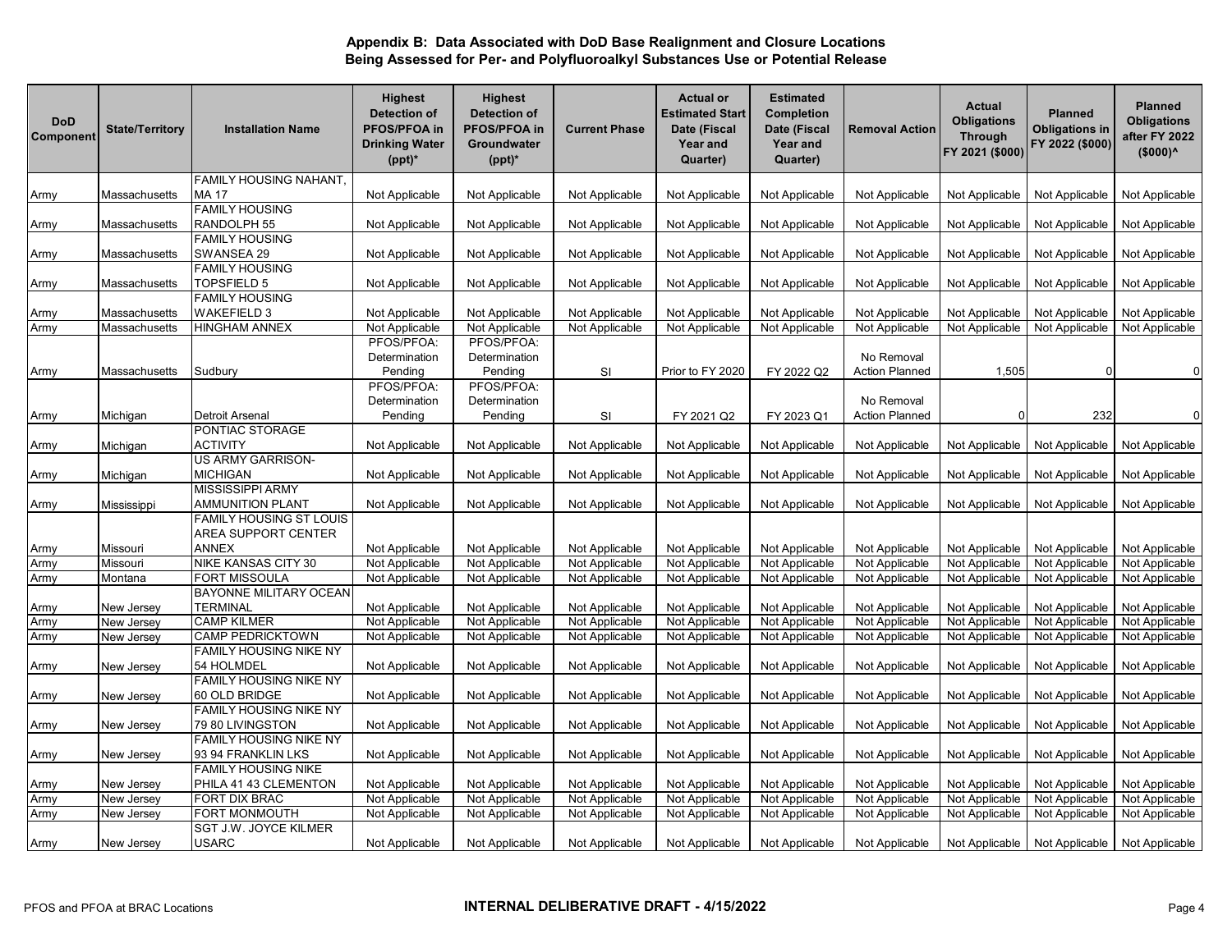## Appendix B: Data Associated with DoD Base Realignment and Closure Locations Being Assessed for Per- and Polyfluoroalkyl Substances Use or Potential Release

| DoD Component | State/Territory | Installation Name | Highest Detection of PFOS/PFOA in Drinking Water (ppt)* | Highest Detection of PFOS/PFOA in Groundwater (ppt)* | Current Phase | Actual or Estimated Start Date (Fiscal Year and Quarter) | Estimated Completion Date (Fiscal Year and Quarter) | Removal Action | Actual Obligations Through FY 2021 ($000) | Planned Obligations in FY 2022 ($000) | Planned Obligations after FY 2022 ($000)^ |
|---|---|---|---|---|---|---|---|---|---|---|---|
| Army | Massachusetts | FAMILY HOUSING NAHANT, MA 17 | Not Applicable | Not Applicable | Not Applicable | Not Applicable | Not Applicable | Not Applicable | Not Applicable | Not Applicable | Not Applicable |
| Army | Massachusetts | FAMILY HOUSING RANDOLPH 55 | Not Applicable | Not Applicable | Not Applicable | Not Applicable | Not Applicable | Not Applicable | Not Applicable | Not Applicable | Not Applicable |
| Army | Massachusetts | FAMILY HOUSING SWANSEA 29 | Not Applicable | Not Applicable | Not Applicable | Not Applicable | Not Applicable | Not Applicable | Not Applicable | Not Applicable | Not Applicable |
| Army | Massachusetts | FAMILY HOUSING TOPSFIELD 5 | Not Applicable | Not Applicable | Not Applicable | Not Applicable | Not Applicable | Not Applicable | Not Applicable | Not Applicable | Not Applicable |
| Army | Massachusetts | FAMILY HOUSING WAKEFIELD 3 | Not Applicable | Not Applicable | Not Applicable | Not Applicable | Not Applicable | Not Applicable | Not Applicable | Not Applicable | Not Applicable |
| Army | Massachusetts | HINGHAM ANNEX | Not Applicable | Not Applicable | Not Applicable | Not Applicable | Not Applicable | Not Applicable | Not Applicable | Not Applicable | Not Applicable |
| Army | Massachusetts | Sudbury | PFOS/PFOA: Determination Pending | PFOS/PFOA: Determination Pending | SI | Prior to FY 2020 | FY 2022 Q2 | No Removal Action Planned | 1,505 | 0 | 0 |
| Army | Michigan | Detroit Arsenal | PFOS/PFOA: Determination Pending | PFOS/PFOA: Determination Pending | SI | FY 2021 Q2 | FY 2023 Q1 | No Removal Action Planned | 0 | 232 | 0 |
| Army | Michigan | PONTIAC STORAGE ACTIVITY | Not Applicable | Not Applicable | Not Applicable | Not Applicable | Not Applicable | Not Applicable | Not Applicable | Not Applicable | Not Applicable |
| Army | Michigan | US ARMY GARRISON-MICHIGAN | Not Applicable | Not Applicable | Not Applicable | Not Applicable | Not Applicable | Not Applicable | Not Applicable | Not Applicable | Not Applicable |
| Army | Mississippi | MISSISSIPPI ARMY AMMUNITION PLANT | Not Applicable | Not Applicable | Not Applicable | Not Applicable | Not Applicable | Not Applicable | Not Applicable | Not Applicable | Not Applicable |
| Army | Missouri | FAMILY HOUSING ST LOUIS AREA SUPPORT CENTER ANNEX | Not Applicable | Not Applicable | Not Applicable | Not Applicable | Not Applicable | Not Applicable | Not Applicable | Not Applicable | Not Applicable |
| Army | Missouri | NIKE KANSAS CITY 30 | Not Applicable | Not Applicable | Not Applicable | Not Applicable | Not Applicable | Not Applicable | Not Applicable | Not Applicable | Not Applicable |
| Army | Montana | FORT MISSOULA | Not Applicable | Not Applicable | Not Applicable | Not Applicable | Not Applicable | Not Applicable | Not Applicable | Not Applicable | Not Applicable |
| Army | New Jersey | BAYONNE MILITARY OCEAN TERMINAL | Not Applicable | Not Applicable | Not Applicable | Not Applicable | Not Applicable | Not Applicable | Not Applicable | Not Applicable | Not Applicable |
| Army | New Jersey | CAMP KILMER | Not Applicable | Not Applicable | Not Applicable | Not Applicable | Not Applicable | Not Applicable | Not Applicable | Not Applicable | Not Applicable |
| Army | New Jersey | CAMP PEDRICKTOWN | Not Applicable | Not Applicable | Not Applicable | Not Applicable | Not Applicable | Not Applicable | Not Applicable | Not Applicable | Not Applicable |
| Army | New Jersey | FAMILY HOUSING NIKE NY 54 HOLMDEL | Not Applicable | Not Applicable | Not Applicable | Not Applicable | Not Applicable | Not Applicable | Not Applicable | Not Applicable | Not Applicable |
| Army | New Jersey | FAMILY HOUSING NIKE NY 60 OLD BRIDGE | Not Applicable | Not Applicable | Not Applicable | Not Applicable | Not Applicable | Not Applicable | Not Applicable | Not Applicable | Not Applicable |
| Army | New Jersey | FAMILY HOUSING NIKE NY 79 80 LIVINGSTON | Not Applicable | Not Applicable | Not Applicable | Not Applicable | Not Applicable | Not Applicable | Not Applicable | Not Applicable | Not Applicable |
| Army | New Jersey | FAMILY HOUSING NIKE NY 93 94 FRANKLIN LKS | Not Applicable | Not Applicable | Not Applicable | Not Applicable | Not Applicable | Not Applicable | Not Applicable | Not Applicable | Not Applicable |
| Army | New Jersey | FAMILY HOUSING NIKE PHILA 41 43 CLEMENTON | Not Applicable | Not Applicable | Not Applicable | Not Applicable | Not Applicable | Not Applicable | Not Applicable | Not Applicable | Not Applicable |
| Army | New Jersey | FORT DIX BRAC | Not Applicable | Not Applicable | Not Applicable | Not Applicable | Not Applicable | Not Applicable | Not Applicable | Not Applicable | Not Applicable |
| Army | New Jersey | FORT MONMOUTH | Not Applicable | Not Applicable | Not Applicable | Not Applicable | Not Applicable | Not Applicable | Not Applicable | Not Applicable | Not Applicable |
| Army | New Jersey | SGT J.W. JOYCE KILMER USARC | Not Applicable | Not Applicable | Not Applicable | Not Applicable | Not Applicable | Not Applicable | Not Applicable | Not Applicable | Not Applicable |

INTERNAL DELIBERATIVE DRAFT - 4/15/2022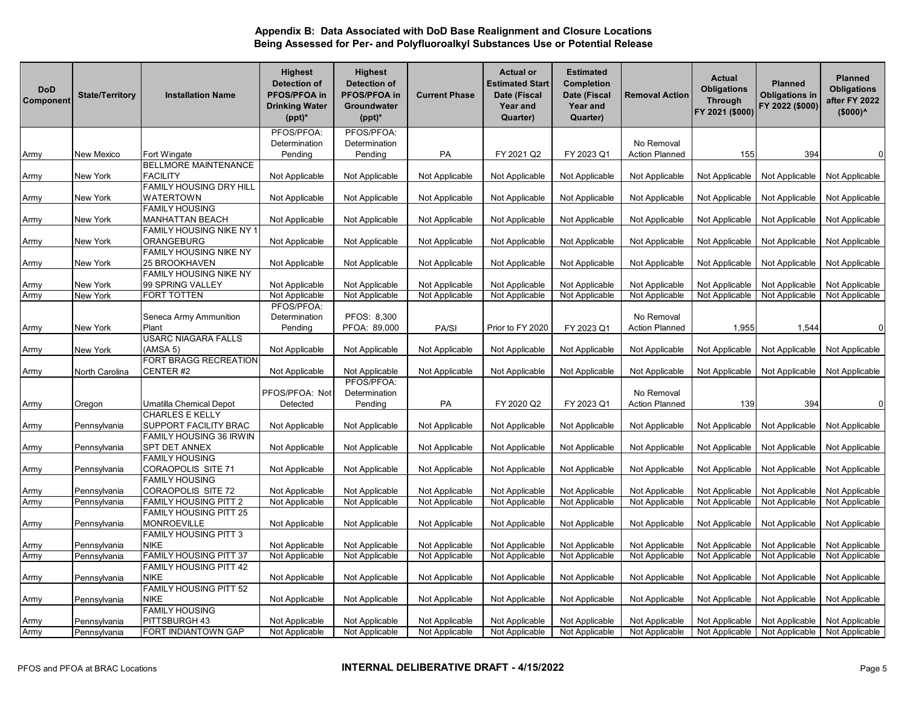## Appendix B: Data Associated with DoD Base Realignment and Closure Locations Being Assessed for Per- and Polyfluoroalkyl Substances Use or Potential Release

| DoD Component | State/Territory | Installation Name | Highest Detection of PFOS/PFOA in Drinking Water (ppt)* | Highest Detection of PFOS/PFOA in Groundwater (ppt)* | Current Phase | Actual or Estimated Start Date (Fiscal Year and Quarter) | Estimated Completion Date (Fiscal Year and Quarter) | Removal Action | Actual Obligations Through FY 2021 ($000) | Planned Obligations in FY 2022 ($000) | Planned Obligations after FY 2022 ($000)^ |
|---|---|---|---|---|---|---|---|---|---|---|---|
| Army | New Mexico | Fort Wingate | PFOS/PFOA: Determination Pending | PFOS/PFOA: Determination Pending | PA | FY 2021 Q2 | FY 2023 Q1 | No Removal Action Planned | 155 | 394 | 0 |
| Army | New York | BELLMORE MAINTENANCE FACILITY | Not Applicable | Not Applicable | Not Applicable | Not Applicable | Not Applicable | Not Applicable | Not Applicable | Not Applicable | Not Applicable |
| Army | New York | FAMILY HOUSING DRY HILL WATERTOWN | Not Applicable | Not Applicable | Not Applicable | Not Applicable | Not Applicable | Not Applicable | Not Applicable | Not Applicable | Not Applicable |
| Army | New York | FAMILY HOUSING MANHATTAN BEACH | Not Applicable | Not Applicable | Not Applicable | Not Applicable | Not Applicable | Not Applicable | Not Applicable | Not Applicable | Not Applicable |
| Army | New York | FAMILY HOUSING NIKE NY 1 ORANGEBURG | Not Applicable | Not Applicable | Not Applicable | Not Applicable | Not Applicable | Not Applicable | Not Applicable | Not Applicable | Not Applicable |
| Army | New York | FAMILY HOUSING NIKE NY 25 BROOKHAVEN | Not Applicable | Not Applicable | Not Applicable | Not Applicable | Not Applicable | Not Applicable | Not Applicable | Not Applicable | Not Applicable |
| Army | New York | FAMILY HOUSING NIKE NY 99 SPRING VALLEY | Not Applicable | Not Applicable | Not Applicable | Not Applicable | Not Applicable | Not Applicable | Not Applicable | Not Applicable | Not Applicable |
| Army | New York | FORT TOTTEN | Not Applicable | Not Applicable | Not Applicable | Not Applicable | Not Applicable | Not Applicable | Not Applicable | Not Applicable | Not Applicable |
| Army | New York | Seneca Army Ammunition Plant | PFOS/PFOA: Determination Pending | PFOS: 8,300 PFOA: 89,000 | PA/SI | Prior to FY 2020 | FY 2023 Q1 | No Removal Action Planned | 1,955 | 1,544 | 0 |
| Army | New York | USARC NIAGARA FALLS (AMSA 5) | Not Applicable | Not Applicable | Not Applicable | Not Applicable | Not Applicable | Not Applicable | Not Applicable | Not Applicable | Not Applicable |
| Army | North Carolina | FORT BRAGG RECREATION CENTER #2 | Not Applicable | Not Applicable | Not Applicable | Not Applicable | Not Applicable | Not Applicable | Not Applicable | Not Applicable | Not Applicable |
| Army | Oregon | Umatilla Chemical Depot | PFOS/PFOA: Not Detected | PFOS/PFOA: Determination Pending | PA | FY 2020 Q2 | FY 2023 Q1 | No Removal Action Planned | 139 | 394 | 0 |
| Army | Pennsylvania | CHARLES E KELLY SUPPORT FACILITY BRAC | Not Applicable | Not Applicable | Not Applicable | Not Applicable | Not Applicable | Not Applicable | Not Applicable | Not Applicable | Not Applicable |
| Army | Pennsylvania | FAMILY HOUSING 36 IRWIN SPT DET ANNEX | Not Applicable | Not Applicable | Not Applicable | Not Applicable | Not Applicable | Not Applicable | Not Applicable | Not Applicable | Not Applicable |
| Army | Pennsylvania | FAMILY HOUSING CORAOPOLIS SITE 71 | Not Applicable | Not Applicable | Not Applicable | Not Applicable | Not Applicable | Not Applicable | Not Applicable | Not Applicable | Not Applicable |
| Army | Pennsylvania | FAMILY HOUSING CORAOPOLIS SITE 72 | Not Applicable | Not Applicable | Not Applicable | Not Applicable | Not Applicable | Not Applicable | Not Applicable | Not Applicable | Not Applicable |
| Army | Pennsylvania | FAMILY HOUSING PITT 2 | Not Applicable | Not Applicable | Not Applicable | Not Applicable | Not Applicable | Not Applicable | Not Applicable | Not Applicable | Not Applicable |
| Army | Pennsylvania | FAMILY HOUSING PITT 25 MONROEVILLE | Not Applicable | Not Applicable | Not Applicable | Not Applicable | Not Applicable | Not Applicable | Not Applicable | Not Applicable | Not Applicable |
| Army | Pennsylvania | FAMILY HOUSING PITT 3 NIKE | Not Applicable | Not Applicable | Not Applicable | Not Applicable | Not Applicable | Not Applicable | Not Applicable | Not Applicable | Not Applicable |
| Army | Pennsylvania | FAMILY HOUSING PITT 37 | Not Applicable | Not Applicable | Not Applicable | Not Applicable | Not Applicable | Not Applicable | Not Applicable | Not Applicable | Not Applicable |
| Army | Pennsylvania | FAMILY HOUSING PITT 42 NIKE | Not Applicable | Not Applicable | Not Applicable | Not Applicable | Not Applicable | Not Applicable | Not Applicable | Not Applicable | Not Applicable |
| Army | Pennsylvania | FAMILY HOUSING PITT 52 NIKE | Not Applicable | Not Applicable | Not Applicable | Not Applicable | Not Applicable | Not Applicable | Not Applicable | Not Applicable | Not Applicable |
| Army | Pennsylvania | FAMILY HOUSING PITTSBURGH 43 | Not Applicable | Not Applicable | Not Applicable | Not Applicable | Not Applicable | Not Applicable | Not Applicable | Not Applicable | Not Applicable |
| Army | Pennsylvania | FORT INDIANTOWN GAP | Not Applicable | Not Applicable | Not Applicable | Not Applicable | Not Applicable | Not Applicable | Not Applicable | Not Applicable | Not Applicable |

INTERNAL DELIBERATIVE DRAFT - 4/15/2022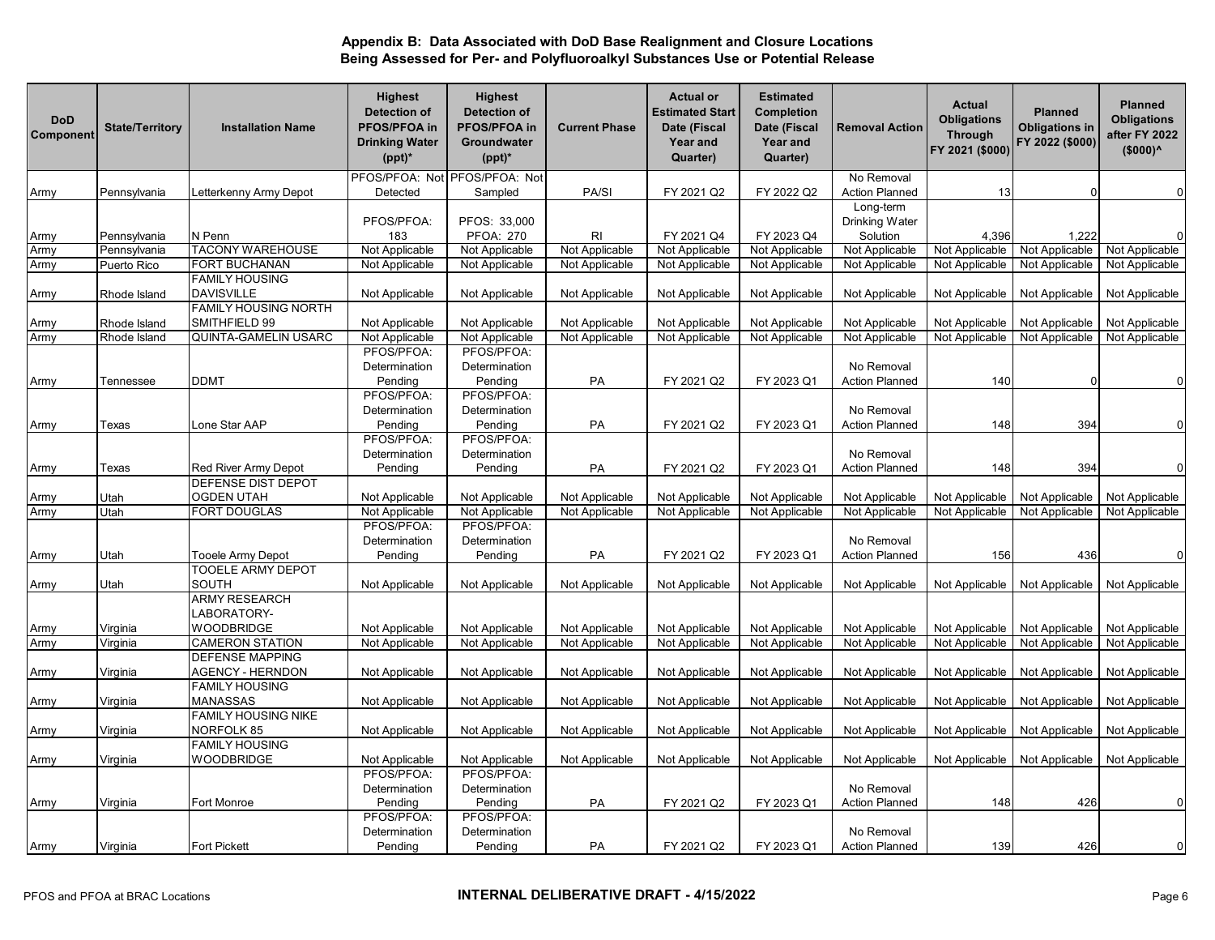## Appendix B: Data Associated with DoD Base Realignment and Closure Locations Being Assessed for Per- and Polyfluoroalkyl Substances Use or Potential Release

| DoD Component | State/Territory | Installation Name | Highest Detection of PFOS/PFOA in Drinking Water (ppt)* | Highest Detection of PFOS/PFOA in Groundwater (ppt)* | Current Phase | Actual or Estimated Start Date (Fiscal Year and Quarter) | Estimated Completion Date (Fiscal Year and Quarter) | Removal Action | Actual Obligations Through FY 2021 ($000) | Planned Obligations in FY 2022 ($000) | Planned Obligations after FY 2022 ($000)^ |
|---|---|---|---|---|---|---|---|---|---|---|---|
| Army | Pennsylvania | Letterkenny Army Depot | PFOS/PFOA: Not Detected | PFOS/PFOA: Not Sampled | PA/SI | FY 2021 Q2 | FY 2022 Q2 | No Removal Action Planned | 13 | 0 | 0 |
| Army | Pennsylvania | N Penn | PFOS/PFOA: 183 | PFOS: 33,000 PFOA: 270 | RI | FY 2021 Q4 | FY 2023 Q4 | Long-term Drinking Water Solution | 4,396 | 1,222 | 0 |
| Army | Pennsylvania | TACONY WAREHOUSE | Not Applicable | Not Applicable | Not Applicable | Not Applicable | Not Applicable | Not Applicable | Not Applicable | Not Applicable | Not Applicable |
| Army | Puerto Rico | FORT BUCHANAN | Not Applicable | Not Applicable | Not Applicable | Not Applicable | Not Applicable | Not Applicable | Not Applicable | Not Applicable | Not Applicable |
| Army | Rhode Island | FAMILY HOUSING DAVISVILLE | Not Applicable | Not Applicable | Not Applicable | Not Applicable | Not Applicable | Not Applicable | Not Applicable | Not Applicable | Not Applicable |
| Army | Rhode Island | FAMILY HOUSING NORTH SMITHFIELD 99 | Not Applicable | Not Applicable | Not Applicable | Not Applicable | Not Applicable | Not Applicable | Not Applicable | Not Applicable | Not Applicable |
| Army | Rhode Island | QUINTA-GAMELIN USARC | Not Applicable | Not Applicable | Not Applicable | Not Applicable | Not Applicable | Not Applicable | Not Applicable | Not Applicable | Not Applicable |
| Army | Tennessee | DDMT | PFOS/PFOA: Determination Pending | PFOS/PFOA: Determination Pending | PA | FY 2021 Q2 | FY 2023 Q1 | No Removal Action Planned | 140 | 0 | 0 |
| Army | Texas | Lone Star AAP | PFOS/PFOA: Determination Pending | PFOS/PFOA: Determination Pending | PA | FY 2021 Q2 | FY 2023 Q1 | No Removal Action Planned | 148 | 394 | 0 |
| Army | Texas | Red River Army Depot | PFOS/PFOA: Determination Pending | PFOS/PFOA: Determination Pending | PA | FY 2021 Q2 | FY 2023 Q1 | No Removal Action Planned | 148 | 394 | 0 |
| Army | Utah | DEFENSE DIST DEPOT OGDEN UTAH | Not Applicable | Not Applicable | Not Applicable | Not Applicable | Not Applicable | Not Applicable | Not Applicable | Not Applicable | Not Applicable |
| Army | Utah | FORT DOUGLAS | Not Applicable | Not Applicable | Not Applicable | Not Applicable | Not Applicable | Not Applicable | Not Applicable | Not Applicable | Not Applicable |
| Army | Utah | Tooele Army Depot | PFOS/PFOA: Determination Pending | PFOS/PFOA: Determination Pending | PA | FY 2021 Q2 | FY 2023 Q1 | No Removal Action Planned | 156 | 436 | 0 |
| Army | Utah | TOOELE ARMY DEPOT SOUTH | Not Applicable | Not Applicable | Not Applicable | Not Applicable | Not Applicable | Not Applicable | Not Applicable | Not Applicable | Not Applicable |
| Army | Virginia | ARMY RESEARCH LABORATORY-WOODBRIDGE | Not Applicable | Not Applicable | Not Applicable | Not Applicable | Not Applicable | Not Applicable | Not Applicable | Not Applicable | Not Applicable |
| Army | Virginia | CAMERON STATION | Not Applicable | Not Applicable | Not Applicable | Not Applicable | Not Applicable | Not Applicable | Not Applicable | Not Applicable | Not Applicable |
| Army | Virginia | DEFENSE MAPPING AGENCY - HERNDON | Not Applicable | Not Applicable | Not Applicable | Not Applicable | Not Applicable | Not Applicable | Not Applicable | Not Applicable | Not Applicable |
| Army | Virginia | FAMILY HOUSING MANASSAS | Not Applicable | Not Applicable | Not Applicable | Not Applicable | Not Applicable | Not Applicable | Not Applicable | Not Applicable | Not Applicable |
| Army | Virginia | FAMILY HOUSING NIKE NORFOLK 85 | Not Applicable | Not Applicable | Not Applicable | Not Applicable | Not Applicable | Not Applicable | Not Applicable | Not Applicable | Not Applicable |
| Army | Virginia | FAMILY HOUSING WOODBRIDGE | Not Applicable | Not Applicable | Not Applicable | Not Applicable | Not Applicable | Not Applicable | Not Applicable | Not Applicable | Not Applicable |
| Army | Virginia | Fort Monroe | PFOS/PFOA: Determination Pending | PFOS/PFOA: Determination Pending | PA | FY 2021 Q2 | FY 2023 Q1 | No Removal Action Planned | 148 | 426 | 0 |
| Army | Virginia | Fort Pickett | PFOS/PFOA: Determination Pending | PFOS/PFOA: Determination Pending | PA | FY 2021 Q2 | FY 2023 Q1 | No Removal Action Planned | 139 | 426 | 0 |

PFOS and PFOA at BRAC Locations **INTERNAL DELIBERATIVE DRAFT - 4/15/2022**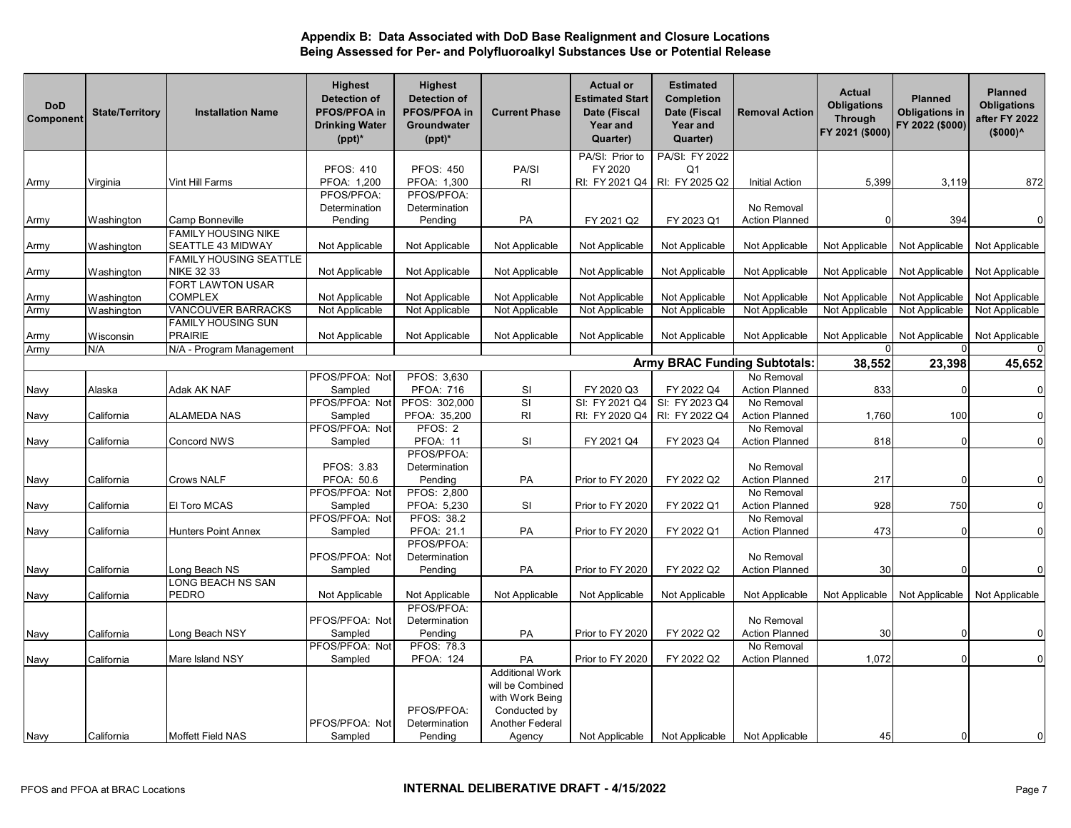## Appendix B: Data Associated with DoD Base Realignment and Closure Locations Being Assessed for Per- and Polyfluoroalkyl Substances Use or Potential Release

| DoD Component | State/Territory | Installation Name | Highest Detection of PFOS/PFOA in Drinking Water (ppt)* | Highest Detection of PFOS/PFOA in Groundwater (ppt)* | Current Phase | Actual or Estimated Start Date (Fiscal Year and Quarter) | Estimated Completion Date (Fiscal Year and Quarter) | Removal Action | Actual Obligations Through FY 2021 ($000) | Planned Obligations in FY 2022 ($000) | Planned Obligations after FY 2022 ($000)^ |
|---|---|---|---|---|---|---|---|---|---|---|---|
| Army | Virginia | Vint Hill Farms | PFOS: 410 PFOA: 1,200 | PFOS: 450 PFOA: 1,300 | PA/SI RI | PA/SI: Prior to FY 2020 RI: FY 2021 Q4 | PA/SI: FY 2022 Q1 RI: FY 2025 Q2 | Initial Action | 5,399 | 3,119 | 872 |
| Army | Washington | Camp Bonneville | PFOS/PFOA: Determination Pending | PFOS/PFOA: Determination Pending | PA | FY 2021 Q2 | FY 2023 Q1 | No Removal Action Planned | 0 | 394 | 0 |
| Army | Washington | FAMILY HOUSING NIKE SEATTLE 43 MIDWAY | Not Applicable | Not Applicable | Not Applicable | Not Applicable | Not Applicable | Not Applicable | Not Applicable | Not Applicable | Not Applicable |
| Army | Washington | FAMILY HOUSING SEATTLE NIKE 32 33 | Not Applicable | Not Applicable | Not Applicable | Not Applicable | Not Applicable | Not Applicable | Not Applicable | Not Applicable | Not Applicable |
| Army | Washington | FORT LAWTON USAR COMPLEX | Not Applicable | Not Applicable | Not Applicable | Not Applicable | Not Applicable | Not Applicable | Not Applicable | Not Applicable | Not Applicable |
| Army | Washington | VANCOUVER BARRACKS | Not Applicable | Not Applicable | Not Applicable | Not Applicable | Not Applicable | Not Applicable | Not Applicable | Not Applicable | Not Applicable |
| Army | Wisconsin | FAMILY HOUSING SUN PRAIRIE | Not Applicable | Not Applicable | Not Applicable | Not Applicable | Not Applicable | Not Applicable | Not Applicable | Not Applicable | Not Applicable |
| Army | N/A | N/A - Program Management | | | | | | | 0 | 0 | 0 |
| | | | | | | | | **Army BRAC Funding Subtotals:** | **38,552** | **23,398** | **45,652** |
| Navy | Alaska | Adak AK NAF | PFOS/PFOA: Not Sampled | PFOS: 3,630 PFOA: 716 | SI | FY 2020 Q3 | FY 2022 Q4 | No Removal Action Planned | 833 | 0 | 0 |
| Navy | California | ALAMEDA NAS | PFOS/PFOA: Not Sampled | PFOS: 302,000 PFOA: 35,200 | SI RI | SI: FY 2021 Q4 RI: FY 2020 Q4 | SI: FY 2023 Q4 RI: FY 2022 Q4 | No Removal Action Planned | 1,760 | 100 | 0 |
| Navy | California | Concord NWS | PFOS/PFOA: Not Sampled | PFOS: 2 PFOA: 11 | SI | FY 2021 Q4 | FY 2023 Q4 | No Removal Action Planned | 818 | 0 | 0 |
| Navy | California | Crows NALF | PFOS: 3.83 PFOA: 50.6 | PFOS/PFOA: Determination Pending | PA | Prior to FY 2020 | FY 2022 Q2 | No Removal Action Planned | 217 | 0 | 0 |
| Navy | California | El Toro MCAS | PFOS/PFOA: Not Sampled | PFOS: 2,800 PFOA: 5,230 | SI | Prior to FY 2020 | FY 2022 Q1 | No Removal Action Planned | 928 | 750 | 0 |
| Navy | California | Hunters Point Annex | PFOS/PFOA: Not Sampled | PFOS: 38.2 PFOA: 21.1 | PA | Prior to FY 2020 | FY 2022 Q1 | No Removal Action Planned | 473 | 0 | 0 |
| Navy | California | Long Beach NS | PFOS/PFOA: Not Sampled | PFOS/PFOA: Determination Pending | PA | Prior to FY 2020 | FY 2022 Q2 | No Removal Action Planned | 30 | 0 | 0 |
| Navy | California | LONG BEACH NS SAN PEDRO | Not Applicable | Not Applicable | Not Applicable | Not Applicable | Not Applicable | Not Applicable | Not Applicable | Not Applicable | Not Applicable |
| Navy | California | Long Beach NSY | PFOS/PFOA: Not Sampled | PFOS/PFOA: Determination Pending | PA | Prior to FY 2020 | FY 2022 Q2 | No Removal Action Planned | 30 | 0 | 0 |
| Navy | California | Mare Island NSY | PFOS/PFOA: Not Sampled | PFOS: 78.3 PFOA: 124 | PA | Prior to FY 2020 | FY 2022 Q2 | No Removal Action Planned | 1,072 | 0 | 0 |
| Navy | California | Moffett Field NAS | PFOS/PFOA: Not Sampled | PFOS/PFOA: Determination Pending | Additional Work will be Combined with Work Being Conducted by Another Federal Agency | Not Applicable | Not Applicable | Not Applicable | 45 | 0 | 0 |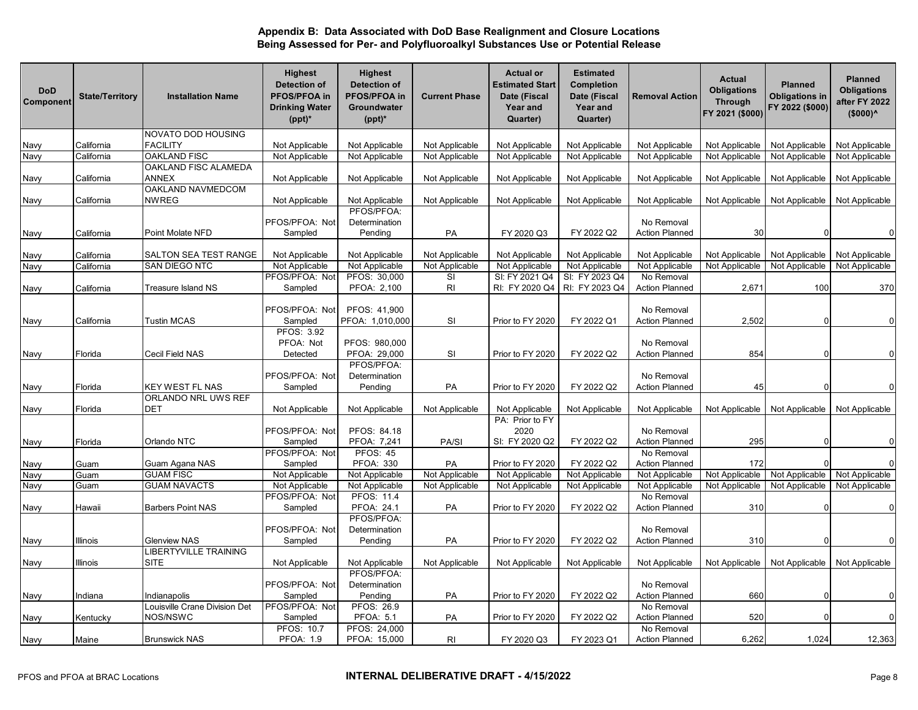**Appendix B: Data Associated with DoD Base Realignment and Closure Locations Being Assessed for Per- and Polyfluoroalkyl Substances Use or Potential Release**

| DoD Component | State/Territory | Installation Name | Highest Detection of PFOS/PFOA in Drinking Water (ppt)* | Highest Detection of PFOS/PFOA in Groundwater (ppt)* | Current Phase | Actual or Estimated Start Date (Fiscal Year and Quarter) | Estimated Completion Date (Fiscal Year and Quarter) | Removal Action | Actual Obligations Through FY 2021 ($000) | Planned Obligations in FY 2022 ($000) | Planned Obligations after FY 2022 ($000)^ |
|---|---|---|---|---|---|---|---|---|---|---|---|
| Navy | California | NOVATO DOD HOUSING FACILITY | Not Applicable | Not Applicable | Not Applicable | Not Applicable | Not Applicable | Not Applicable | Not Applicable | Not Applicable | Not Applicable |
| Navy | California | OAKLAND FISC | Not Applicable | Not Applicable | Not Applicable | Not Applicable | Not Applicable | Not Applicable | Not Applicable | Not Applicable | Not Applicable |
| Navy | California | OAKLAND FISC ALAMEDA ANNEX | Not Applicable | Not Applicable | Not Applicable | Not Applicable | Not Applicable | Not Applicable | Not Applicable | Not Applicable | Not Applicable |
| Navy | California | OAKLAND NAVMEDCOM NWREG | Not Applicable | Not Applicable | Not Applicable | Not Applicable | Not Applicable | Not Applicable | Not Applicable | Not Applicable | Not Applicable |
| Navy | California | Point Molate NFD | PFOS/PFOA: Not Sampled | PFOS/PFOA: Determination Pending | PA | FY 2020 Q3 | FY 2022 Q2 | No Removal Action Planned | 30 | 0 | 0 |
| Navy | California | SALTON SEA TEST RANGE | Not Applicable | Not Applicable | Not Applicable | Not Applicable | Not Applicable | Not Applicable | Not Applicable | Not Applicable | Not Applicable |
| Navy | California | SAN DIEGO NTC | Not Applicable | Not Applicable | Not Applicable | Not Applicable | Not Applicable | Not Applicable | Not Applicable | Not Applicable | Not Applicable |
| Navy | California | Treasure Island NS | PFOS/PFOA: Not Sampled | PFOS: 30,000 PFOA: 2,100 | SI RI | SI: FY 2021 Q4 RI: FY 2020 Q4 | SI: FY 2023 Q4 RI: FY 2023 Q4 | No Removal Action Planned | 2,671 | 100 | 370 |
| Navy | California | Tustin MCAS | PFOS/PFOA: Not Sampled | PFOS: 41,900 PFOA: 1,010,000 | SI | Prior to FY 2020 | FY 2022 Q1 | No Removal Action Planned | 2,502 | 0 | 0 |
| Navy | Florida | Cecil Field NAS | PFOS: 3.92 PFOA: Not Detected | PFOS: 980,000 PFOA: 29,000 | SI | Prior to FY 2020 | FY 2022 Q2 | No Removal Action Planned | 854 | 0 | 0 |
| Navy | Florida | KEY WEST FL NAS | PFOS/PFOA: Not Sampled | PFOS/PFOA: Determination Pending | PA | Prior to FY 2020 | FY 2022 Q2 | No Removal Action Planned | 45 | 0 | 0 |
| Navy | Florida | ORLANDO NRL UWS REF DET | Not Applicable | Not Applicable | Not Applicable | Not Applicable | Not Applicable | Not Applicable | Not Applicable | Not Applicable | Not Applicable |
| Navy | Florida | Orlando NTC | PFOS/PFOA: Not Sampled | PFOS: 84.18 PFOA: 7,241 | PA/SI | PA: Prior to FY 2020 SI: FY 2020 Q2 | FY 2022 Q2 | No Removal Action Planned | 295 | 0 | 0 |
| Navy | Guam | Guam Agana NAS | PFOS/PFOA: Not Sampled | PFOS: 45 PFOA: 330 | PA | Prior to FY 2020 | FY 2022 Q2 | No Removal Action Planned | 172 | 0 | 0 |
| Navy | Guam | GUAM FISC | Not Applicable | Not Applicable | Not Applicable | Not Applicable | Not Applicable | Not Applicable | Not Applicable | Not Applicable | Not Applicable |
| Navy | Guam | GUAM NAVACTS | Not Applicable | Not Applicable | Not Applicable | Not Applicable | Not Applicable | Not Applicable | Not Applicable | Not Applicable | Not Applicable |
| Navy | Hawaii | Barbers Point NAS | PFOS/PFOA: Not Sampled | PFOS: 11.4 PFOA: 24.1 | PA | Prior to FY 2020 | FY 2022 Q2 | No Removal Action Planned | 310 | 0 | 0 |
| Navy | Illinois | Glenview NAS | PFOS/PFOA: Not Sampled | PFOS/PFOA: Determination Pending | PA | Prior to FY 2020 | FY 2022 Q2 | No Removal Action Planned | 310 | 0 | 0 |
| Navy | Illinois | LIBERTYVILLE TRAINING SITE | Not Applicable | Not Applicable | Not Applicable | Not Applicable | Not Applicable | Not Applicable | Not Applicable | Not Applicable | Not Applicable |
| Navy | Indiana | Indianapolis | PFOS/PFOA: Not Sampled | PFOS/PFOA: Determination Pending | PA | Prior to FY 2020 | FY 2022 Q2 | No Removal Action Planned | 660 | 0 | 0 |
| Navy | Kentucky | Louisville Crane Division Det NOS/NSWC | PFOS/PFOA: Not Sampled | PFOS: 26.9 PFOA: 5.1 | PA | Prior to FY 2020 | FY 2022 Q2 | No Removal Action Planned | 520 | 0 | 0 |
| Navy | Maine | Brunswick NAS | PFOS: 10.7 PFOA: 1.9 | PFOS: 24,000 PFOA: 15,000 | RI | FY 2020 Q3 | FY 2023 Q1 | No Removal Action Planned | 6,262 | 1,024 | 12,363 |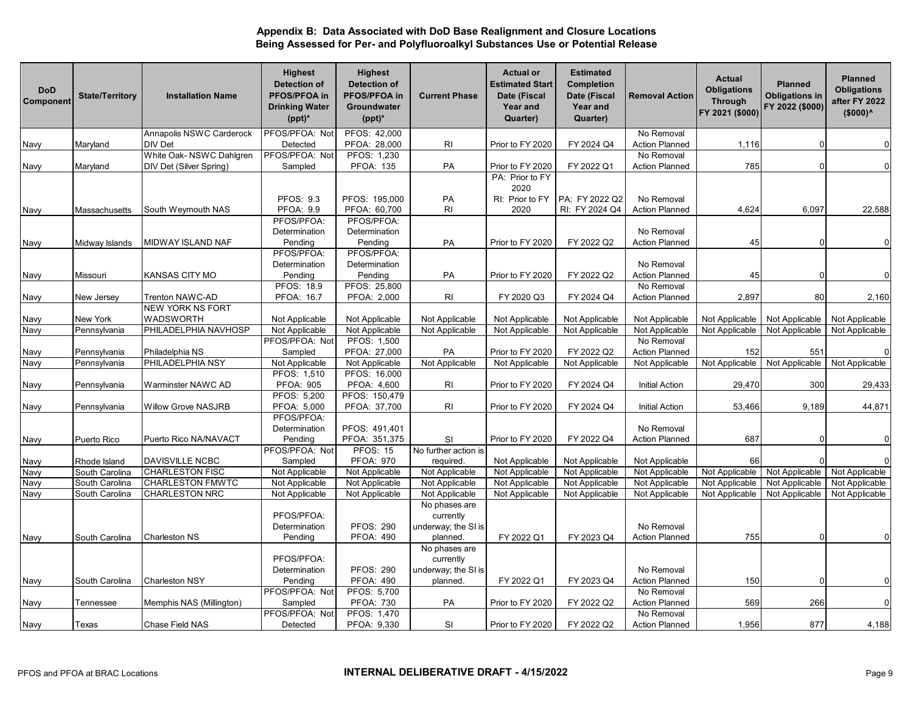## Appendix B: Data Associated with DoD Base Realignment and Closure Locations Being Assessed for Per- and Polyfluoroalkyl Substances Use or Potential Release

| DoD Component | State/Territory | Installation Name | Highest Detection of PFOS/PFOA in Drinking Water (ppt)* | Highest Detection of PFOS/PFOA in Groundwater (ppt)* | Current Phase | Actual or Estimated Start Date (Fiscal Year and Quarter) | Estimated Completion Date (Fiscal Year and Quarter) | Removal Action | Actual Obligations Through FY 2021 ($000) | Planned Obligations in FY 2022 ($000) | Planned Obligations after FY 2022 ($000)^ |
|---|---|---|---|---|---|---|---|---|---|---|---|
| Navy | Maryland | Annapolis NSWC Carderock DIV Det | PFOS/PFOA: Not Detected | PFOS: 42,000 PFOA: 28,000 | RI | Prior to FY 2020 | FY 2024 Q4 | No Removal Action Planned | 1,116 | 0 | 0 |
| Navy | Maryland | White Oak- NSWC Dahlgren DIV Det (Silver Spring) | PFOS/PFOA: Not Sampled | PFOS: 1,230 PFOA: 135 | PA | Prior to FY 2020 | FY 2022 Q1 | No Removal Action Planned | 785 | 0 | 0 |
| Navy | Massachusetts | South Weymouth NAS | PFOS: 9.3 PFOA: 9.9 | PFOS: 195,000 PFOA: 60,700 | PA RI | PA: Prior to FY 2020 RI: Prior to FY 2020 | PA: FY 2022 Q2 RI: FY 2024 Q4 | No Removal Action Planned | 4,624 | 6,097 | 22,588 |
| Navy | Midway Islands | MIDWAY ISLAND NAF | PFOS/PFOA: Determination Pending | PFOS/PFOA: Determination Pending | PA | Prior to FY 2020 | FY 2022 Q2 | No Removal Action Planned | 45 | 0 | 0 |
| Navy | Missouri | KANSAS CITY MO | PFOS/PFOA: Determination Pending | PFOS/PFOA: Determination Pending | PA | Prior to FY 2020 | FY 2022 Q2 | No Removal Action Planned | 45 | 0 | 0 |
| Navy | New Jersey | Trenton NAWC-AD | PFOS: 18.9 PFOA: 16.7 | PFOS: 25,800 PFOA: 2,000 | RI | FY 2020 Q3 | FY 2024 Q4 | No Removal Action Planned | 2,897 | 80 | 2,160 |
| Navy | New York | NEW YORK NS FORT WADSWORTH | Not Applicable | Not Applicable | Not Applicable | Not Applicable | Not Applicable | Not Applicable | Not Applicable | Not Applicable | Not Applicable |
| Navy | Pennsylvania | PHILADELPHIA NAVHOSP | Not Applicable | Not Applicable | Not Applicable | Not Applicable | Not Applicable | Not Applicable | Not Applicable | Not Applicable | Not Applicable |
| Navy | Pennsylvania | Philadelphia NS | PFOS/PFOA: Not Sampled | PFOS: 1,500 PFOA: 27,000 | PA | Prior to FY 2020 | FY 2022 Q2 | No Removal Action Planned | 152 | 551 | 0 |
| Navy | Pennsylvania | PHILADELPHIA NSY | Not Applicable | Not Applicable | Not Applicable | Not Applicable | Not Applicable | Not Applicable | Not Applicable | Not Applicable | Not Applicable |
| Navy | Pennsylvania | Warminster NAWC AD | PFOS: 1,510 PFOA: 905 | PFOS: 16,000 PFOA: 4,600 | RI | Prior to FY 2020 | FY 2024 Q4 | Initial Action | 29,470 | 300 | 29,433 |
| Navy | Pennsylvania | Willow Grove NASJRB | PFOS: 5,200 PFOA: 5,000 | PFOS: 150,479 PFOA: 37,700 | RI | Prior to FY 2020 | FY 2024 Q4 | Initial Action | 53,466 | 9,189 | 44,871 |
| Navy | Puerto Rico | Puerto Rico NA/NAVACT | PFOS/PFOA: Determination Pending | PFOS: 491,401 PFOA: 351,375 | SI | Prior to FY 2020 | FY 2022 Q4 | No Removal Action Planned | 687 | 0 | 0 |
| Navy | Rhode Island | DAVISVILLE NCBC | PFOS/PFOA: Not Sampled | PFOS: 15 PFOA: 970 | No further action is required. | Not Applicable | Not Applicable | Not Applicable | 66 | 0 | 0 |
| Navy | South Carolina | CHARLESTON FISC | Not Applicable | Not Applicable | Not Applicable | Not Applicable | Not Applicable | Not Applicable | Not Applicable | Not Applicable | Not Applicable |
| Navy | South Carolina | CHARLESTON FMWTC | Not Applicable | Not Applicable | Not Applicable | Not Applicable | Not Applicable | Not Applicable | Not Applicable | Not Applicable | Not Applicable |
| Navy | South Carolina | CHARLESTON NRC | Not Applicable | Not Applicable | Not Applicable | Not Applicable | Not Applicable | Not Applicable | Not Applicable | Not Applicable | Not Applicable |
| Navy | South Carolina | Charleston NS | PFOS/PFOA: Determination Pending | PFOS: 290 PFOA: 490 | No phases are currently underway; the SI is planned. | FY 2022 Q1 | FY 2023 Q4 | No Removal Action Planned | 755 | 0 | 0 |
| Navy | South Carolina | Charleston NSY | PFOS/PFOA: Determination Pending | PFOS: 290 PFOA: 490 | No phases are currently underway; the SI is planned. | FY 2022 Q1 | FY 2023 Q4 | No Removal Action Planned | 150 | 0 | 0 |
| Navy | Tennessee | Memphis NAS (Millington) | PFOS/PFOA: Not Sampled | PFOS: 5,700 PFOA: 730 | PA | Prior to FY 2020 | FY 2022 Q2 | No Removal Action Planned | 569 | 266 | 0 |
| Navy | Texas | Chase Field NAS | PFOS/PFOA: Not Detected | PFOS: 1,470 PFOA: 9,330 | SI | Prior to FY 2020 | FY 2022 Q2 | No Removal Action Planned | 1,956 | 877 | 4,188 |

PFOS and PFOA at BRAC Locations **INTERNAL DELIBERATIVE DRAFT - 4/15/2022**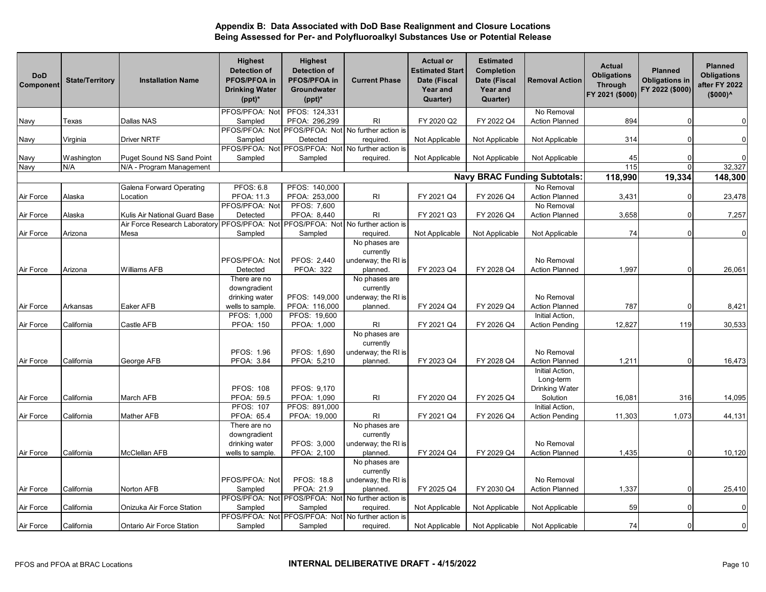## Appendix B: Data Associated with DoD Base Realignment and Closure Locations Being Assessed for Per- and Polyfluoroalkyl Substances Use or Potential Release

| DoD Component | State/Territory | Installation Name | Highest Detection of PFOS/PFOA in Drinking Water (ppt)* | Highest Detection of PFOS/PFOA in Groundwater (ppt)* | Current Phase | Actual or Estimated Start Date (Fiscal Year and Quarter) | Estimated Completion Date (Fiscal Year and Quarter) | Removal Action | Actual Obligations Through FY 2021 ($000) | Planned Obligations in FY 2022 ($000) | Planned Obligations after FY 2022 ($000)^ |
|---|---|---|---|---|---|---|---|---|---|---|---|
| Navy | Texas | Dallas NAS | PFOS/PFOA: Not Sampled | PFOS: 124,331 PFOA: 296,299 | RI | FY 2020 Q2 | FY 2022 Q4 | No Removal Action Planned | 894 | 0 | 0 |
| Navy | Virginia | Driver NRTF | PFOS/PFOA: Not Sampled | PFOS/PFOA: Not Detected | No further action is required. | Not Applicable | Not Applicable | Not Applicable | 314 | 0 | 0 |
| Navy | Washington | Puget Sound NS Sand Point | PFOS/PFOA: Not Sampled | PFOS/PFOA: Not Sampled | No further action is required. | Not Applicable | Not Applicable | Not Applicable | 45 | 0 | 0 |
| Navy | N/A | N/A - Program Management | | | | | | | 115 | 0 | 32,327 |
| | | | | | | | | **Navy BRAC Funding Subtotals:** | **118,990** | **19,334** | **148,300** |
| Air Force | Alaska | Galena Forward Operating Location | PFOS: 6.8 PFOA: 11.3 | PFOS: 140,000 PFOA: 253,000 | RI | FY 2021 Q4 | FY 2026 Q4 | No Removal Action Planned | 3,431 | 0 | 23,478 |
| Air Force | Alaska | Kulis Air National Guard Base | PFOS/PFOA: Not Detected | PFOS: 7,600 PFOA: 8,440 | RI | FY 2021 Q3 | FY 2026 Q4 | No Removal Action Planned | 3,658 | 0 | 7,257 |
| Air Force | Arizona | Air Force Research Laboratory Mesa | PFOS/PFOA: Not Sampled | PFOS/PFOA: Not Sampled | No further action is required. | Not Applicable | Not Applicable | Not Applicable | 74 | 0 | 0 |
| Air Force | Arizona | Williams AFB | PFOS/PFOA: Not Detected | PFOS: 2,440 PFOA: 322 | No phases are currently underway; the RI is planned. | FY 2023 Q4 | FY 2028 Q4 | No Removal Action Planned | 1,997 | 0 | 26,061 |
| Air Force | Arkansas | Eaker AFB | There are no downgradient drinking water wells to sample. | PFOS: 149,000 PFOA: 116,000 | No phases are currently underway; the RI is planned. | FY 2024 Q4 | FY 2029 Q4 | No Removal Action Planned | 787 | 0 | 8,421 |
| Air Force | California | Castle AFB | PFOS: 1,000 PFOA: 150 | PFOS: 19,600 PFOA: 1,000 | RI | FY 2021 Q4 | FY 2026 Q4 | Initial Action, Action Pending | 12,827 | 119 | 30,533 |
| Air Force | California | George AFB | PFOS: 1.96 PFOA: 3.84 | PFOS: 1,690 PFOA: 5,210 | No phases are currently underway; the RI is planned. | FY 2023 Q4 | FY 2028 Q4 | No Removal Action Planned | 1,211 | 0 | 16,473 |
| Air Force | California | March AFB | PFOS: 108 PFOA: 59.5 | PFOS: 9,170 PFOA: 1,090 | RI | FY 2020 Q4 | FY 2025 Q4 | Initial Action, Long-term Drinking Water Solution | 16,081 | 316 | 14,095 |
| Air Force | California | Mather AFB | PFOS: 107 PFOA: 65.4 | PFOS: 891,000 PFOA: 19,000 | RI | FY 2021 Q4 | FY 2026 Q4 | Initial Action, Action Pending | 11,303 | 1,073 | 44,131 |
| Air Force | California | McClellan AFB | There are no downgradient drinking water wells to sample. | PFOS: 3,000 PFOA: 2,100 | No phases are currently underway; the RI is planned. | FY 2024 Q4 | FY 2029 Q4 | No Removal Action Planned | 1,435 | 0 | 10,120 |
| Air Force | California | Norton AFB | PFOS/PFOA: Not Sampled | PFOS: 18.8 PFOA: 21.9 | No phases are currently underway; the RI is planned. | FY 2025 Q4 | FY 2030 Q4 | No Removal Action Planned | 1,337 | 0 | 25,410 |
| Air Force | California | Onizuka Air Force Station | PFOS/PFOA: Not Sampled | PFOS/PFOA: Not Sampled | No further action is required. | Not Applicable | Not Applicable | Not Applicable | 59 | 0 | 0 |
| Air Force | California | Ontario Air Force Station | PFOS/PFOA: Not Sampled | PFOS/PFOA: Not Sampled | No further action is required. | Not Applicable | Not Applicable | Not Applicable | 74 | 0 | 0 |

PFOS and PFOA at BRAC Locations — INTERNAL DELIBERATIVE DRAFT - 4/15/2022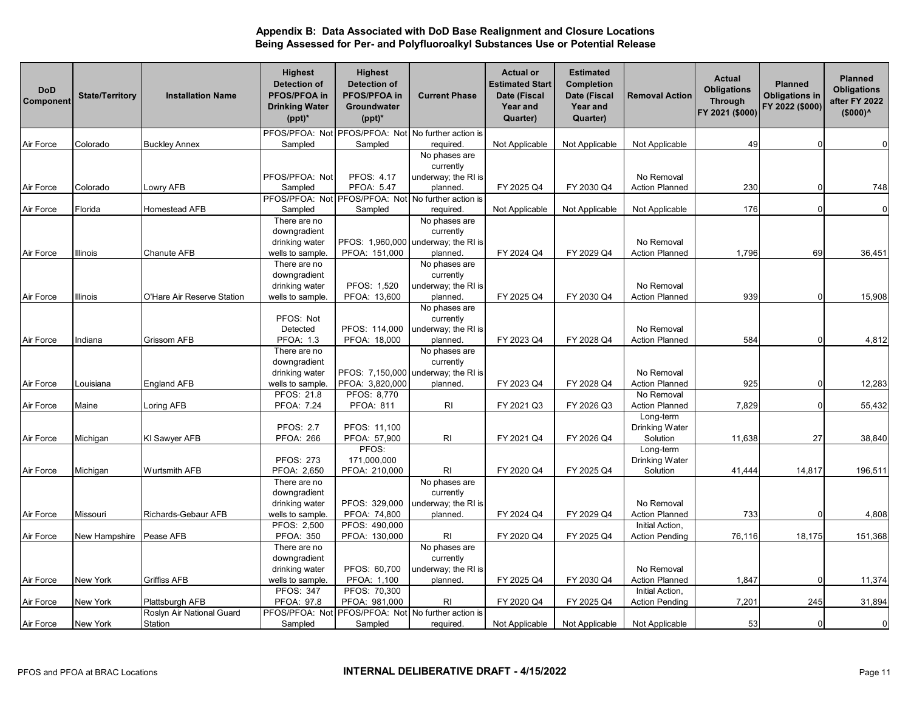## Appendix B: Data Associated with DoD Base Realignment and Closure Locations Being Assessed for Per- and Polyfluoroalkyl Substances Use or Potential Release

| DoD Component | State/Territory | Installation Name | Highest Detection of PFOS/PFOA in Drinking Water (ppt)* | Highest Detection of PFOS/PFOA in Groundwater (ppt)* | Current Phase | Actual or Estimated Start Date (Fiscal Year and Quarter) | Estimated Completion Date (Fiscal Year and Quarter) | Removal Action | Actual Obligations Through FY 2021 ($000) | Planned Obligations in FY 2022 ($000) | Planned Obligations after FY 2022 ($000)^ |
|---|---|---|---|---|---|---|---|---|---|---|---|
| Air Force | Colorado | Buckley Annex | PFOS/PFOA: Not Sampled | PFOS/PFOA: Not Sampled | No further action is required. | Not Applicable | Not Applicable | Not Applicable | 49 | 0 | 0 |
| Air Force | Colorado | Lowry AFB | PFOS/PFOA: Not Sampled | PFOS: 4.17 PFOA: 5.47 | No phases are currently underway; the RI is planned. | FY 2025 Q4 | FY 2030 Q4 | No Removal Action Planned | 230 | 0 | 748 |
| Air Force | Florida | Homestead AFB | PFOS/PFOA: Not Sampled | PFOS/PFOA: Not Sampled | No further action is required. | Not Applicable | Not Applicable | Not Applicable | 176 | 0 | 0 |
| Air Force | Illinois | Chanute AFB | There are no downgradient drinking water wells to sample. | PFOS: 1,960,000 PFOA: 151,000 | No phases are currently underway; the RI is planned. | FY 2024 Q4 | FY 2029 Q4 | No Removal Action Planned | 1,796 | 69 | 36,451 |
| Air Force | Illinois | O'Hare Air Reserve Station | There are no downgradient drinking water wells to sample. | PFOS: 1,520 PFOA: 13,600 | No phases are currently underway; the RI is planned. | FY 2025 Q4 | FY 2030 Q4 | No Removal Action Planned | 939 | 0 | 15,908 |
| Air Force | Indiana | Grissom AFB | PFOS: Not Detected PFOA: 1.3 | PFOS: 114,000 PFOA: 18,000 | No phases are currently underway; the RI is planned. | FY 2023 Q4 | FY 2028 Q4 | No Removal Action Planned | 584 | 0 | 4,812 |
| Air Force | Louisiana | England AFB | There are no downgradient drinking water wells to sample. | PFOS: 7,150,000 PFOA: 3,820,000 | No phases are currently underway; the RI is planned. | FY 2023 Q4 | FY 2028 Q4 | No Removal Action Planned | 925 | 0 | 12,283 |
| Air Force | Maine | Loring AFB | PFOS: 21.8 PFOA: 7.24 | PFOS: 8,770 PFOA: 811 | RI | FY 2021 Q3 | FY 2026 Q3 | No Removal Action Planned | 7,829 | 0 | 55,432 |
| Air Force | Michigan | KI Sawyer AFB | PFOS: 2.7 PFOA: 266 | PFOS: 11,100 PFOA: 57,900 | RI | FY 2021 Q4 | FY 2026 Q4 | Long-term Drinking Water Solution | 11,638 | 27 | 38,840 |
| Air Force | Michigan | Wurtsmith AFB | PFOS: 273 PFOA: 2,650 | PFOS: 171,000,000 PFOA: 210,000 | RI | FY 2020 Q4 | FY 2025 Q4 | Long-term Drinking Water Solution | 41,444 | 14,817 | 196,511 |
| Air Force | Missouri | Richards-Gebaur AFB | There are no downgradient drinking water wells to sample. | PFOS: 329,000 PFOA: 74,800 | No phases are currently underway; the RI is planned. | FY 2024 Q4 | FY 2029 Q4 | No Removal Action Planned | 733 | 0 | 4,808 |
| Air Force | New Hampshire | Pease AFB | PFOS: 2,500 PFOA: 350 | PFOS: 490,000 PFOA: 130,000 | RI | FY 2020 Q4 | FY 2025 Q4 | Initial Action, Action Pending | 76,116 | 18,175 | 151,368 |
| Air Force | New York | Griffiss AFB | There are no downgradient drinking water wells to sample. | PFOS: 60,700 PFOA: 1,100 | No phases are currently underway; the RI is planned. | FY 2025 Q4 | FY 2030 Q4 | No Removal Action Planned | 1,847 | 0 | 11,374 |
| Air Force | New York | Plattsburgh AFB | PFOS: 347 PFOA: 97.8 | PFOS: 70,300 PFOA: 981,000 | RI | FY 2020 Q4 | FY 2025 Q4 | Initial Action, Action Pending | 7,201 | 245 | 31,894 |
| Air Force | New York | Roslyn Air National Guard Station | PFOS/PFOA: Not Sampled | PFOS/PFOA: Not Sampled | No further action is required. | Not Applicable | Not Applicable | Not Applicable | 53 | 0 | 0 |

PFOS and PFOA at BRAC Locations

**INTERNAL DELIBERATIVE DRAFT - 4/15/2022**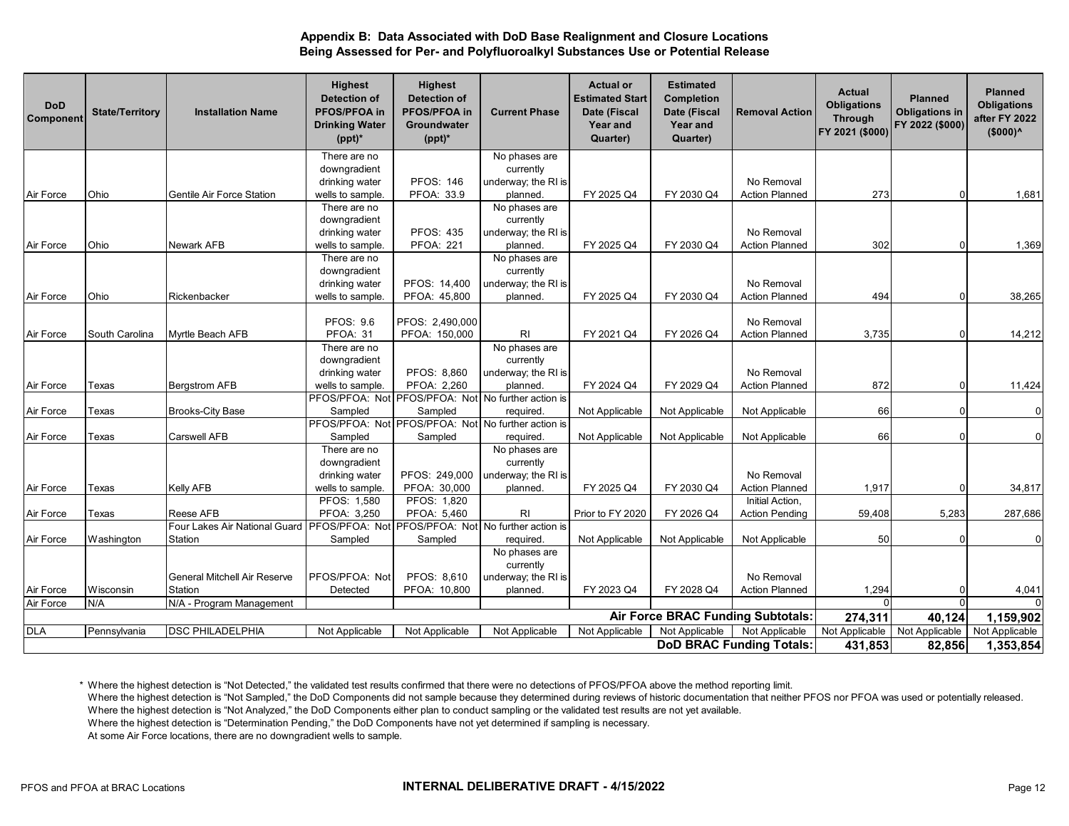**Appendix B: Data Associated with DoD Base Realignment and Closure Locations Being Assessed for Per- and Polyfluoroalkyl Substances Use or Potential Release**

| DoD Component | State/Territory | Installation Name | Highest Detection of PFOS/PFOA in Drinking Water (ppt)* | Highest Detection of PFOS/PFOA in Groundwater (ppt)* | Current Phase | Actual or Estimated Start Date (Fiscal Year and Quarter) | Estimated Completion Date (Fiscal Year and Quarter) | Removal Action | Actual Obligations Through FY 2021 ($000) | Planned Obligations in FY 2022 ($000) | Planned Obligations after FY 2022 ($000)^ |
|---|---|---|---|---|---|---|---|---|---|---|---|
| Air Force | Ohio | Gentile Air Force Station | There are no downgradient drinking water wells to sample. | PFOS: 146 PFOA: 33.9 | No phases are currently underway; the RI is planned. | FY 2025 Q4 | FY 2030 Q4 | No Removal Action Planned | 273 | 0 | 1,681 |
| Air Force | Ohio | Newark AFB | There are no downgradient drinking water wells to sample. | PFOS: 435 PFOA: 221 | No phases are currently underway; the RI is planned. | FY 2025 Q4 | FY 2030 Q4 | No Removal Action Planned | 302 | 0 | 1,369 |
| Air Force | Ohio | Rickenbacker | There are no downgradient drinking water wells to sample. | PFOS: 14,400 PFOA: 45,800 | No phases are currently underway; the RI is planned. | FY 2025 Q4 | FY 2030 Q4 | No Removal Action Planned | 494 | 0 | 38,265 |
| Air Force | South Carolina | Myrtle Beach AFB | PFOS: 9.6 PFOA: 31 | PFOS: 2,490,000 PFOA: 150,000 | RI | FY 2021 Q4 | FY 2026 Q4 | No Removal Action Planned | 3,735 | 0 | 14,212 |
| Air Force | Texas | Bergstrom AFB | There are no downgradient drinking water wells to sample. | PFOS: 8,860 PFOA: 2,260 | No phases are currently underway; the RI is planned. | FY 2024 Q4 | FY 2029 Q4 | No Removal Action Planned | 872 | 0 | 11,424 |
| Air Force | Texas | Brooks-City Base | PFOS/PFOA: Not Sampled | PFOS/PFOA: Not Sampled | No further action is required. | Not Applicable | Not Applicable | Not Applicable | 66 | 0 | 0 |
| Air Force | Texas | Carswell AFB | PFOS/PFOA: Not Sampled | PFOS/PFOA: Not Sampled | No further action is required. | Not Applicable | Not Applicable | Not Applicable | 66 | 0 | 0 |
| Air Force | Texas | Kelly AFB | There are no downgradient drinking water wells to sample. | PFOS: 249,000 PFOA: 30,000 | No phases are currently underway; the RI is planned. | FY 2025 Q4 | FY 2030 Q4 | No Removal Action Planned | 1,917 | 0 | 34,817 |
| Air Force | Texas | Reese AFB | PFOS: 1,580 PFOA: 3,250 | PFOS: 1,820 PFOA: 5,460 | RI | Prior to FY 2020 | FY 2026 Q4 | Initial Action, Action Pending | 59,408 | 5,283 | 287,686 |
| Air Force | Washington | Four Lakes Air National Guard Station | PFOS/PFOA: Not Sampled | PFOS/PFOA: Not Sampled | No further action is required. | Not Applicable | Not Applicable | Not Applicable | 50 | 0 | 0 |
| Air Force | Wisconsin | General Mitchell Air Reserve Station | PFOS/PFOA: Not Detected | PFOS: 8,610 PFOA: 10,800 | No phases are currently underway; the RI is planned. | FY 2023 Q4 | FY 2028 Q4 | No Removal Action Planned | 1,294 | 0 | 4,041 |
| Air Force | N/A | N/A - Program Management | | | | | | | 0 | 0 | 0 |
| | | | | | | | **Air Force BRAC Funding Subtotals:** | | **274,311** | **40,124** | **1,159,902** |
| DLA | Pennsylvania | DSC PHILADELPHIA | Not Applicable | Not Applicable | Not Applicable | Not Applicable | Not Applicable | Not Applicable | Not Applicable | Not Applicable | Not Applicable |
| | | | | | | | **DoD BRAC Funding Totals:** | | **431,853** | **82,856** | **1,353,854** |

\* Where the highest detection is "Not Detected," the validated test results confirmed that there were no detections of PFOS/PFOA above the method reporting limit.
Where the highest detection is "Not Sampled," the DoD Components did not sample because they determined during reviews of historic documentation that neither PFOS nor PFOA was used or potentially released.
Where the highest detection is "Not Analyzed," the DoD Components either plan to conduct sampling or the validated test results are not yet available.
Where the highest detection is "Determination Pending," the DoD Components have not yet determined if sampling is necessary.
At some Air Force locations, there are no downgradient wells to sample.

INTERNAL DELIBERATIVE DRAFT - 4/15/2022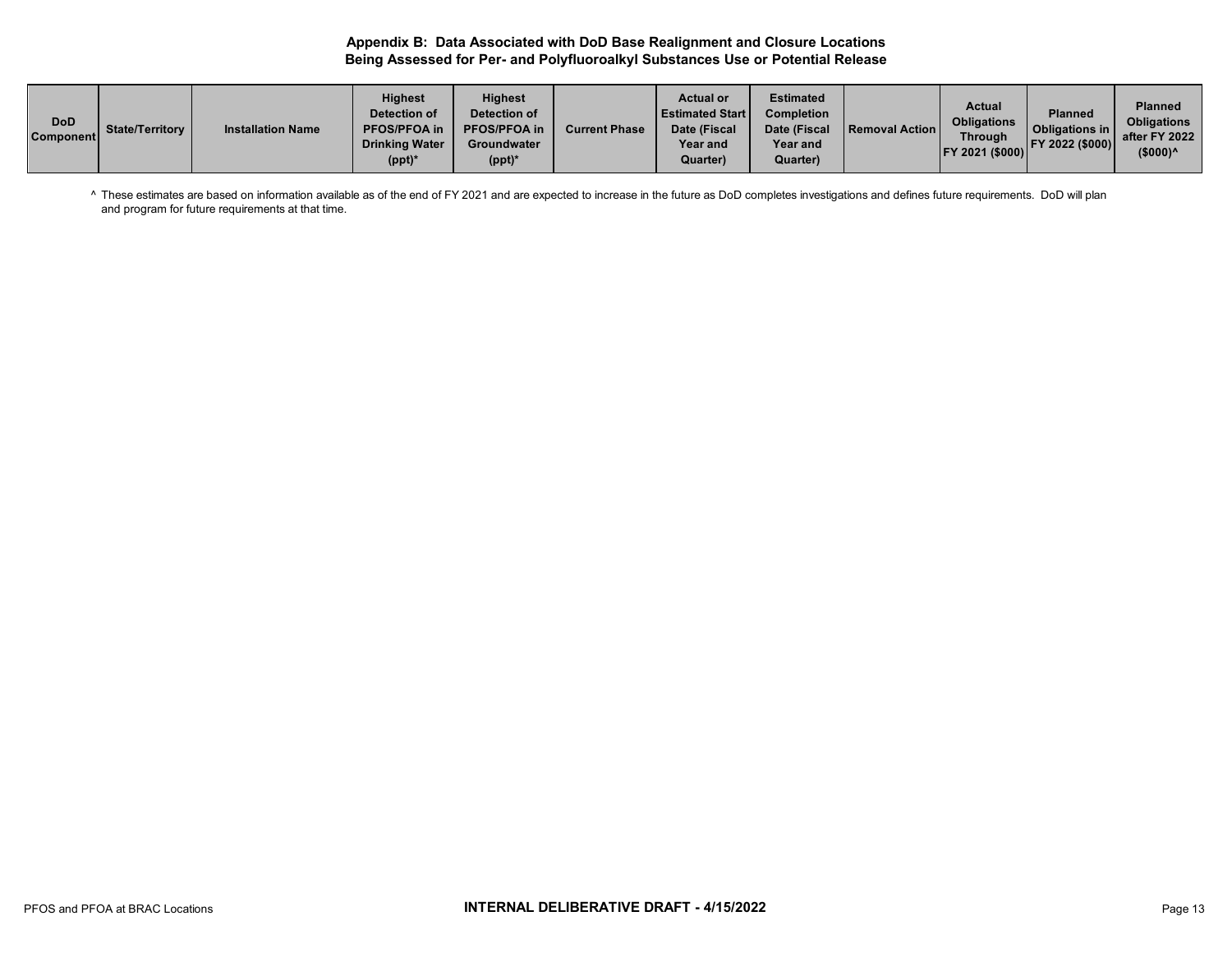**Appendix B: Data Associated with DoD Base Realignment and Closure Locations Being Assessed for Per- and Polyfluoroalkyl Substances Use or Potential Release**

| DoD Component | State/Territory | Installation Name | Highest Detection of PFOS/PFOA in Drinking Water (ppt)* | Highest Detection of PFOS/PFOA in Groundwater (ppt)* | Current Phase | Actual or Estimated Start Date (Fiscal Year and Quarter) | Estimated Completion Date (Fiscal Year and Quarter) | Removal Action | Actual Obligations Through FY 2021 ($000) | Planned Obligations in FY 2022 ($000) | Planned Obligations after FY 2022 ($000)^ |
|---|---|---|---|---|---|---|---|---|---|---|---|

^ These estimates are based on information available as of the end of FY 2021 and are expected to increase in the future as DoD completes investigations and defines future requirements. DoD will plan and program for future requirements at that time.

**INTERNAL DELIBERATIVE DRAFT - 4/15/2022**